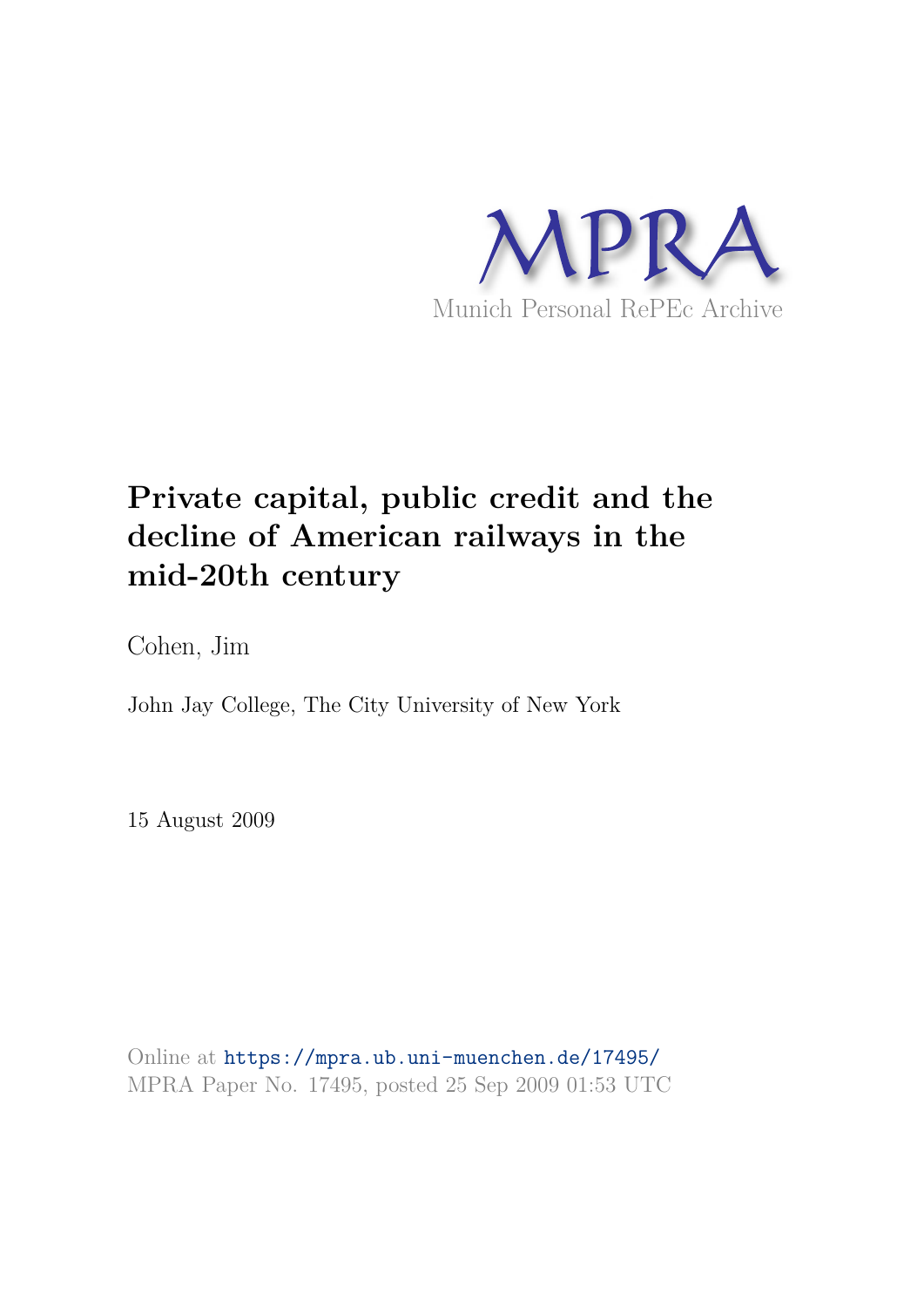MPRA

Munich Personal RePEc Archive

# Private capital, public credit and the decline of American railways in the mid-20th century

Cohen, Jim

John Jay College, The City University of New York

15 August 2009

Online at https://mpra.ub.uni-muenchen.de/17495/
MPRA Paper No. 17495, posted 25 Sep 2009 01:53 UTC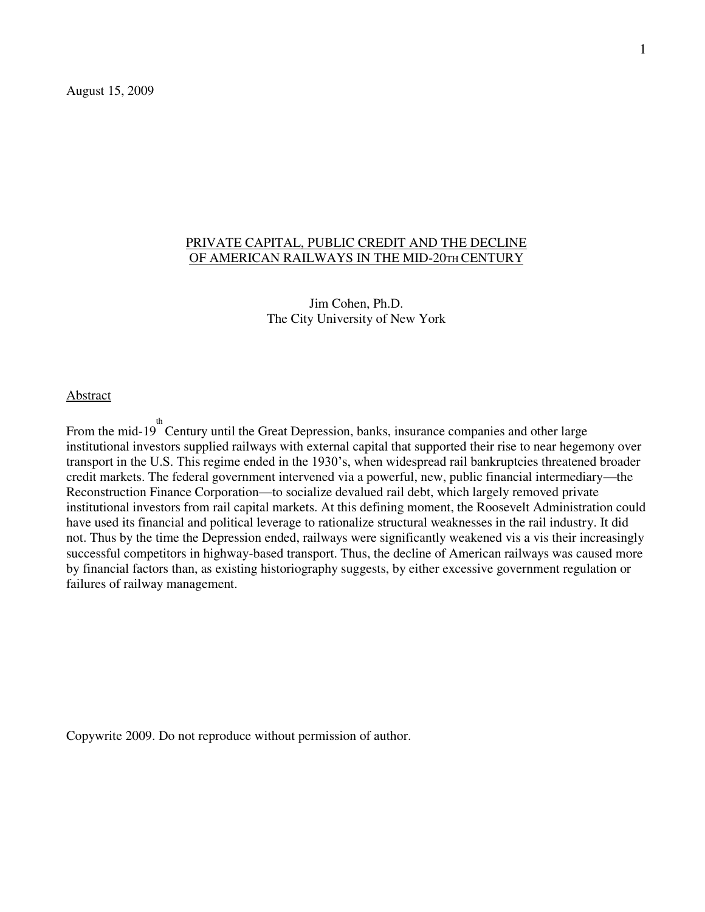August 15, 2009

## PRIVATE CAPITAL, PUBLIC CREDIT AND THE DECLINE OF AMERICAN RAILWAYS IN THE MID-20TH CENTURY

Jim Cohen, Ph.D.
The City University of New York

### Abstract

From the mid-19th Century until the Great Depression, banks, insurance companies and other large institutional investors supplied railways with external capital that supported their rise to near hegemony over transport in the U.S. This regime ended in the 1930's, when widespread rail bankruptcies threatened broader credit markets. The federal government intervened via a powerful, new, public financial intermediary—the Reconstruction Finance Corporation—to socialize devalued rail debt, which largely removed private institutional investors from rail capital markets. At this defining moment, the Roosevelt Administration could have used its financial and political leverage to rationalize structural weaknesses in the rail industry. It did not. Thus by the time the Depression ended, railways were significantly weakened vis a vis their increasingly successful competitors in highway-based transport. Thus, the decline of American railways was caused more by financial factors than, as existing historiography suggests, by either excessive government regulation or failures of railway management.

Copywrite 2009. Do not reproduce without permission of author.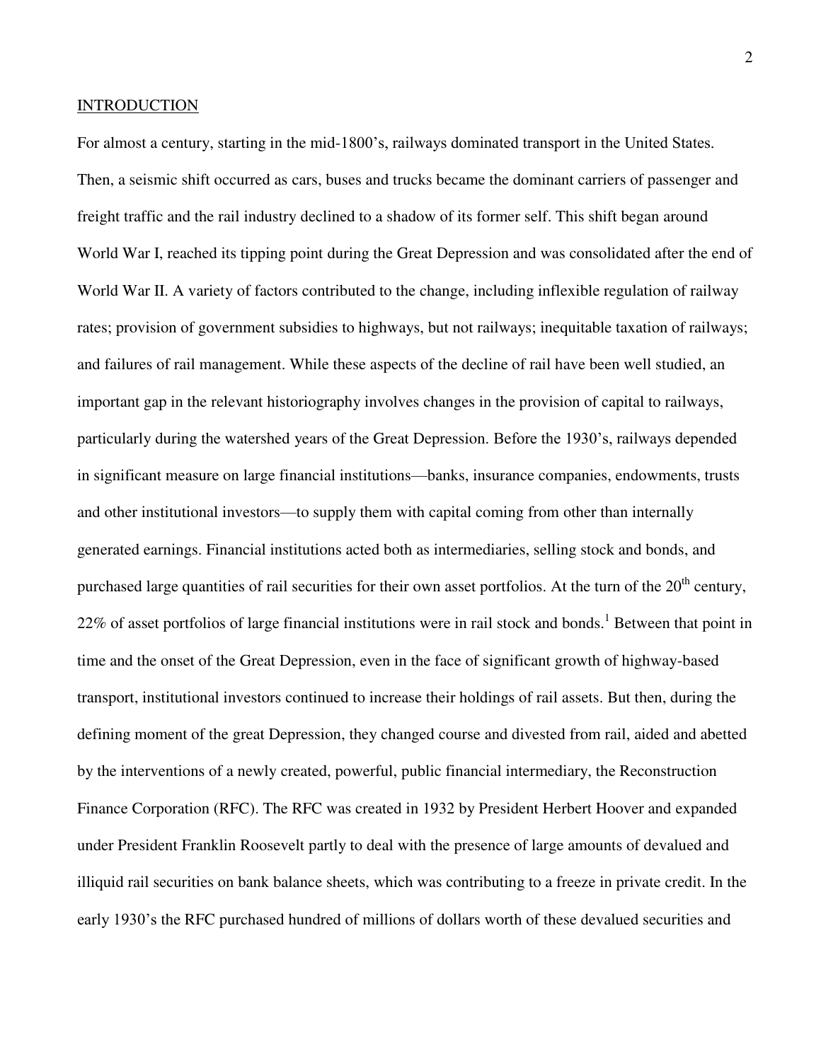INTRODUCTION

For almost a century, starting in the mid-1800's, railways dominated transport in the United States. Then, a seismic shift occurred as cars, buses and trucks became the dominant carriers of passenger and freight traffic and the rail industry declined to a shadow of its former self. This shift began around World War I, reached its tipping point during the Great Depression and was consolidated after the end of World War II. A variety of factors contributed to the change, including inflexible regulation of railway rates; provision of government subsidies to highways, but not railways; inequitable taxation of railways; and failures of rail management. While these aspects of the decline of rail have been well studied, an important gap in the relevant historiography involves changes in the provision of capital to railways, particularly during the watershed years of the Great Depression. Before the 1930's, railways depended in significant measure on large financial institutions—banks, insurance companies, endowments, trusts and other institutional investors—to supply them with capital coming from other than internally generated earnings. Financial institutions acted both as intermediaries, selling stock and bonds, and purchased large quantities of rail securities for their own asset portfolios. At the turn of the 20th century, 22% of asset portfolios of large financial institutions were in rail stock and bonds.[1] Between that point in time and the onset of the Great Depression, even in the face of significant growth of highway-based transport, institutional investors continued to increase their holdings of rail assets. But then, during the defining moment of the great Depression, they changed course and divested from rail, aided and abetted by the interventions of a newly created, powerful, public financial intermediary, the Reconstruction Finance Corporation (RFC). The RFC was created in 1932 by President Herbert Hoover and expanded under President Franklin Roosevelt partly to deal with the presence of large amounts of devalued and illiquid rail securities on bank balance sheets, which was contributing to a freeze in private credit. In the early 1930's the RFC purchased hundred of millions of dollars worth of these devalued securities and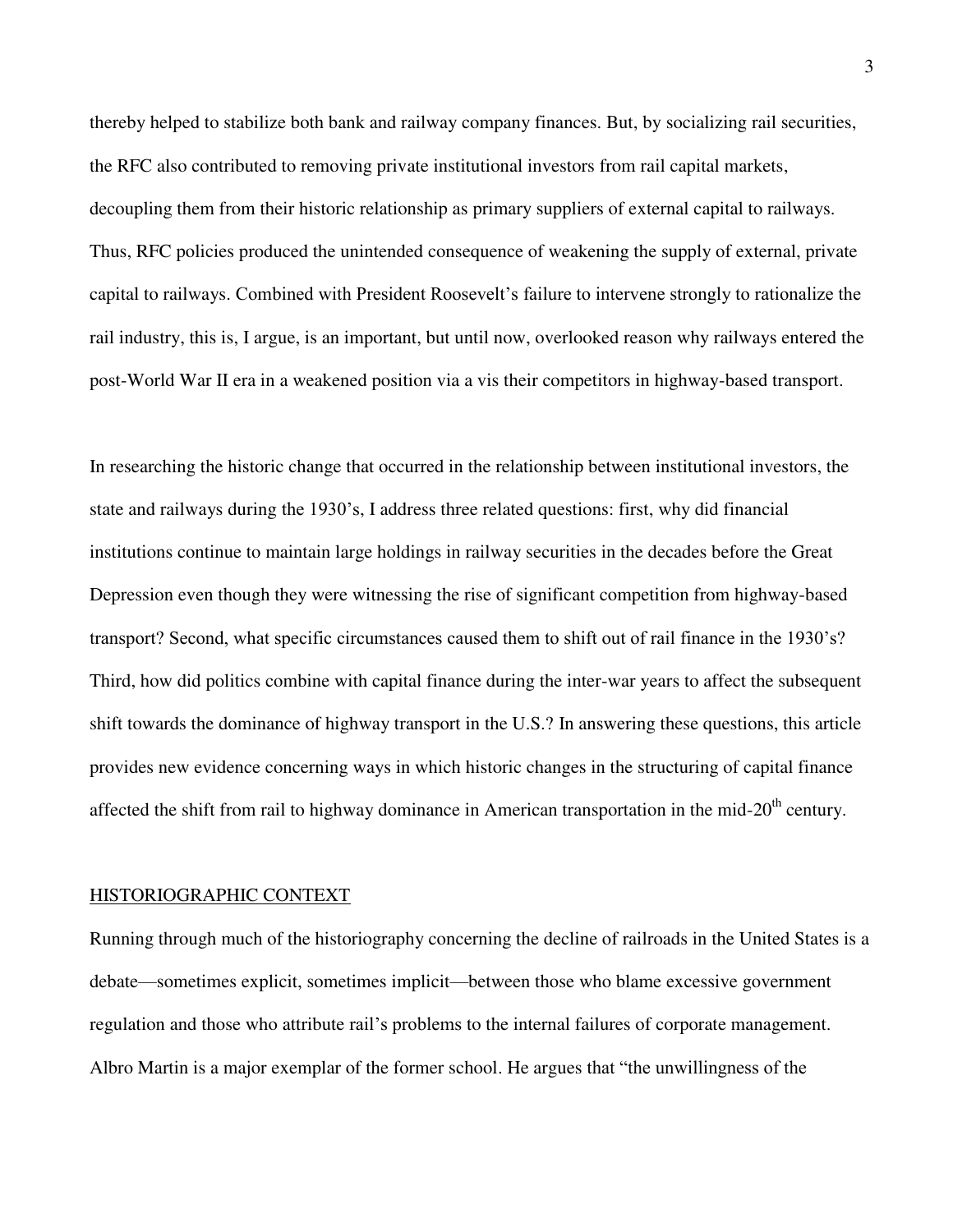thereby helped to stabilize both bank and railway company finances. But, by socializing rail securities, the RFC also contributed to removing private institutional investors from rail capital markets, decoupling them from their historic relationship as primary suppliers of external capital to railways. Thus, RFC policies produced the unintended consequence of weakening the supply of external, private capital to railways. Combined with President Roosevelt's failure to intervene strongly to rationalize the rail industry, this is, I argue, is an important, but until now, overlooked reason why railways entered the post-World War II era in a weakened position via a vis their competitors in highway-based transport.

In researching the historic change that occurred in the relationship between institutional investors, the state and railways during the 1930's, I address three related questions: first, why did financial institutions continue to maintain large holdings in railway securities in the decades before the Great Depression even though they were witnessing the rise of significant competition from highway-based transport? Second, what specific circumstances caused them to shift out of rail finance in the 1930's? Third, how did politics combine with capital finance during the inter-war years to affect the subsequent shift towards the dominance of highway transport in the U.S.? In answering these questions, this article provides new evidence concerning ways in which historic changes in the structuring of capital finance affected the shift from rail to highway dominance in American transportation in the mid-20th century.

## HISTORIOGRAPHIC CONTEXT

Running through much of the historiography concerning the decline of railroads in the United States is a debate—sometimes explicit, sometimes implicit—between those who blame excessive government regulation and those who attribute rail's problems to the internal failures of corporate management. Albro Martin is a major exemplar of the former school. He argues that "the unwillingness of the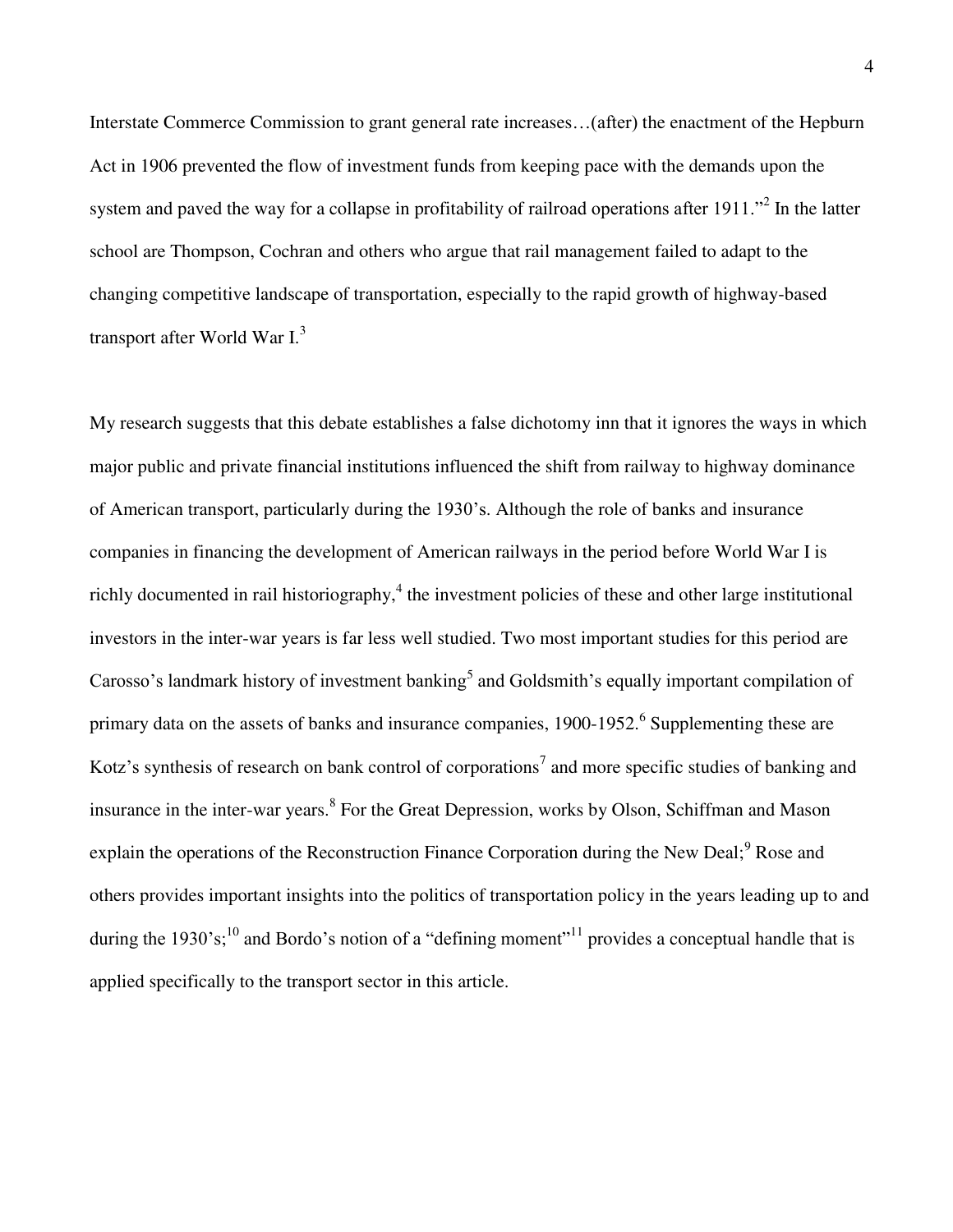Interstate Commerce Commission to grant general rate increases…(after) the enactment of the Hepburn Act in 1906 prevented the flow of investment funds from keeping pace with the demands upon the system and paved the way for a collapse in profitability of railroad operations after 1911."[2] In the latter school are Thompson, Cochran and others who argue that rail management failed to adapt to the changing competitive landscape of transportation, especially to the rapid growth of highway-based transport after World War I.[3]

My research suggests that this debate establishes a false dichotomy inn that it ignores the ways in which major public and private financial institutions influenced the shift from railway to highway dominance of American transport, particularly during the 1930's. Although the role of banks and insurance companies in financing the development of American railways in the period before World War I is richly documented in rail historiography,[4] the investment policies of these and other large institutional investors in the inter-war years is far less well studied. Two most important studies for this period are Carosso's landmark history of investment banking[5] and Goldsmith's equally important compilation of primary data on the assets of banks and insurance companies, 1900-1952.[6] Supplementing these are Kotz's synthesis of research on bank control of corporations[7] and more specific studies of banking and insurance in the inter-war years.[8] For the Great Depression, works by Olson, Schiffman and Mason explain the operations of the Reconstruction Finance Corporation during the New Deal;[9] Rose and others provides important insights into the politics of transportation policy in the years leading up to and during the 1930's;[10] and Bordo's notion of a "defining moment"[11] provides a conceptual handle that is applied specifically to the transport sector in this article.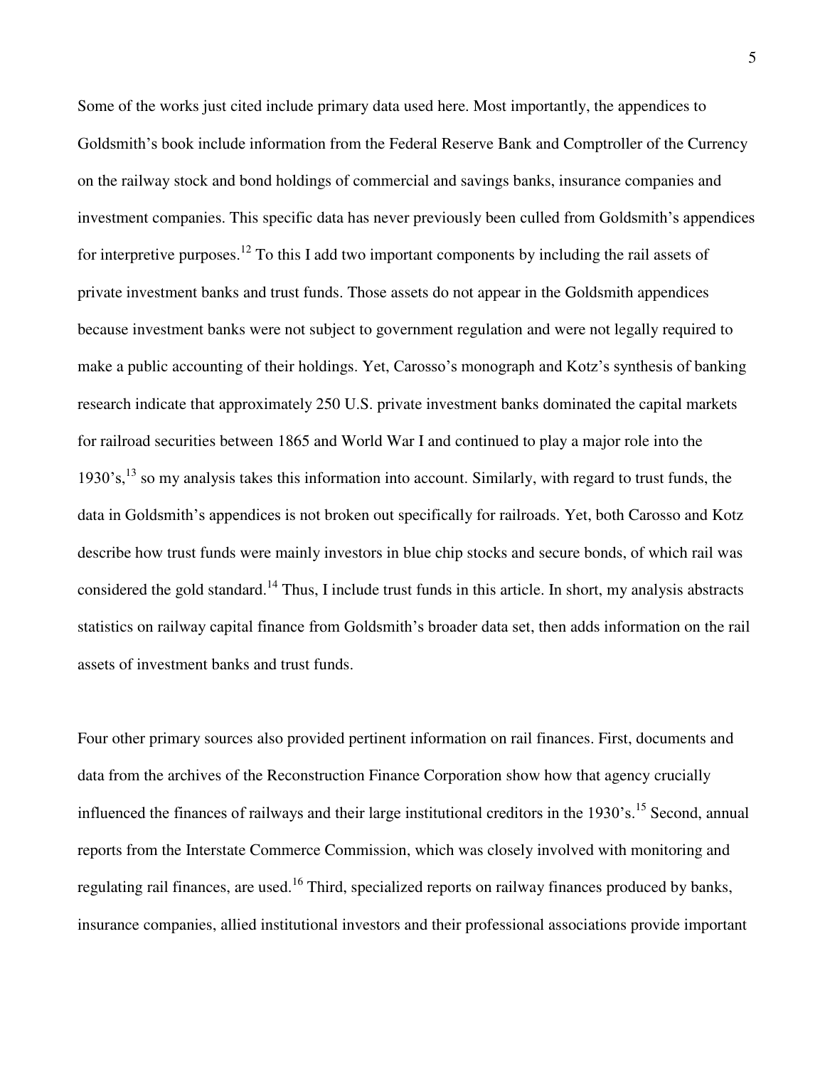Some of the works just cited include primary data used here. Most importantly, the appendices to Goldsmith's book include information from the Federal Reserve Bank and Comptroller of the Currency on the railway stock and bond holdings of commercial and savings banks, insurance companies and investment companies. This specific data has never previously been culled from Goldsmith's appendices for interpretive purposes.[12] To this I add two important components by including the rail assets of private investment banks and trust funds. Those assets do not appear in the Goldsmith appendices because investment banks were not subject to government regulation and were not legally required to make a public accounting of their holdings. Yet, Carosso's monograph and Kotz's synthesis of banking research indicate that approximately 250 U.S. private investment banks dominated the capital markets for railroad securities between 1865 and World War I and continued to play a major role into the 1930's,[13] so my analysis takes this information into account. Similarly, with regard to trust funds, the data in Goldsmith's appendices is not broken out specifically for railroads. Yet, both Carosso and Kotz describe how trust funds were mainly investors in blue chip stocks and secure bonds, of which rail was considered the gold standard.[14] Thus, I include trust funds in this article. In short, my analysis abstracts statistics on railway capital finance from Goldsmith's broader data set, then adds information on the rail assets of investment banks and trust funds.

Four other primary sources also provided pertinent information on rail finances. First, documents and data from the archives of the Reconstruction Finance Corporation show how that agency crucially influenced the finances of railways and their large institutional creditors in the 1930's.[15] Second, annual reports from the Interstate Commerce Commission, which was closely involved with monitoring and regulating rail finances, are used.[16] Third, specialized reports on railway finances produced by banks, insurance companies, allied institutional investors and their professional associations provide important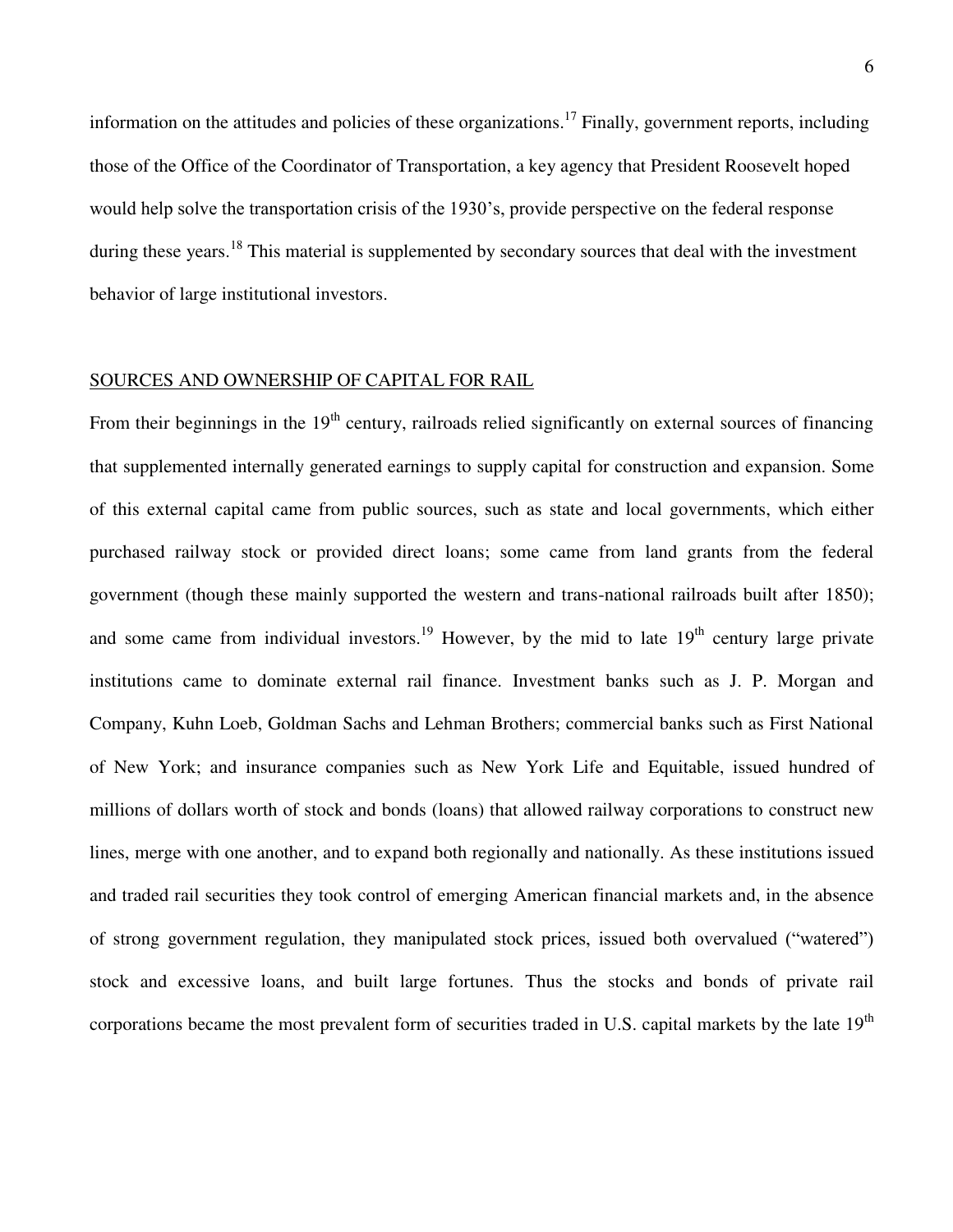information on the attitudes and policies of these organizations.[17] Finally, government reports, including those of the Office of the Coordinator of Transportation, a key agency that President Roosevelt hoped would help solve the transportation crisis of the 1930's, provide perspective on the federal response during these years.[18] This material is supplemented by secondary sources that deal with the investment behavior of large institutional investors.

## SOURCES AND OWNERSHIP OF CAPITAL FOR RAIL

From their beginnings in the 19th century, railroads relied significantly on external sources of financing that supplemented internally generated earnings to supply capital for construction and expansion. Some of this external capital came from public sources, such as state and local governments, which either purchased railway stock or provided direct loans; some came from land grants from the federal government (though these mainly supported the western and trans-national railroads built after 1850); and some came from individual investors.[19] However, by the mid to late 19th century large private institutions came to dominate external rail finance. Investment banks such as J. P. Morgan and Company, Kuhn Loeb, Goldman Sachs and Lehman Brothers; commercial banks such as First National of New York; and insurance companies such as New York Life and Equitable, issued hundred of millions of dollars worth of stock and bonds (loans) that allowed railway corporations to construct new lines, merge with one another, and to expand both regionally and nationally. As these institutions issued and traded rail securities they took control of emerging American financial markets and, in the absence of strong government regulation, they manipulated stock prices, issued both overvalued ("watered") stock and excessive loans, and built large fortunes. Thus the stocks and bonds of private rail corporations became the most prevalent form of securities traded in U.S. capital markets by the late 19th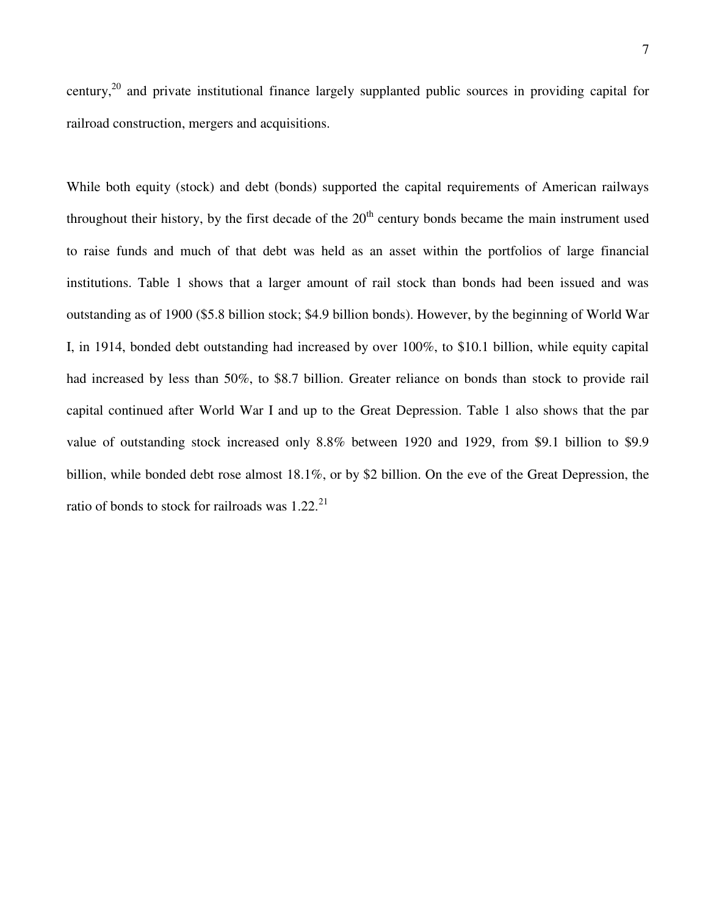century,[20] and private institutional finance largely supplanted public sources in providing capital for railroad construction, mergers and acquisitions.

While both equity (stock) and debt (bonds) supported the capital requirements of American railways throughout their history, by the first decade of the 20th century bonds became the main instrument used to raise funds and much of that debt was held as an asset within the portfolios of large financial institutions. Table 1 shows that a larger amount of rail stock than bonds had been issued and was outstanding as of 1900 ($5.8 billion stock; $4.9 billion bonds). However, by the beginning of World War I, in 1914, bonded debt outstanding had increased by over 100%, to $10.1 billion, while equity capital had increased by less than 50%, to $8.7 billion. Greater reliance on bonds than stock to provide rail capital continued after World War I and up to the Great Depression. Table 1 also shows that the par value of outstanding stock increased only 8.8% between 1920 and 1929, from $9.1 billion to $9.9 billion, while bonded debt rose almost 18.1%, or by $2 billion. On the eve of the Great Depression, the ratio of bonds to stock for railroads was 1.22.[21]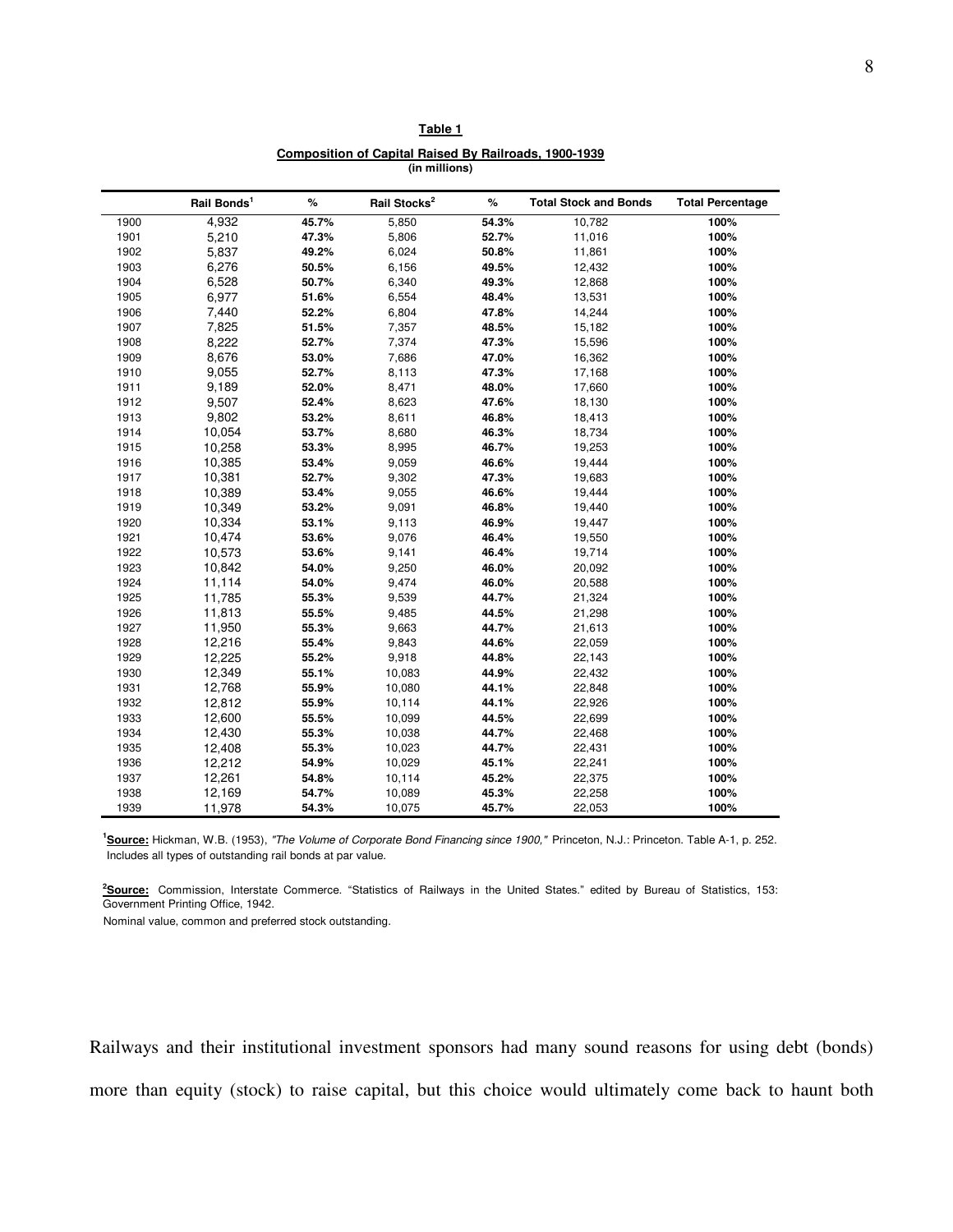**Table 1**

**Composition of Capital Raised By Railroads, 1900-1939**
**(in millions)**

| | Rail Bonds[1] | % | Rail Stocks[2] | % | Total Stock and Bonds | Total Percentage |
|---|---|---|---|---|---|---|
| 1900 | 4,932 | **45.7%** | 5,850 | **54.3%** | 10,782 | **100%** |
| 1901 | 5,210 | **47.3%** | 5,806 | **52.7%** | 11,016 | **100%** |
| 1902 | 5,837 | **49.2%** | 6,024 | **50.8%** | 11,861 | **100%** |
| 1903 | 6,276 | **50.5%** | 6,156 | **49.5%** | 12,432 | **100%** |
| 1904 | 6,528 | **50.7%** | 6,340 | **49.3%** | 12,868 | **100%** |
| 1905 | 6,977 | **51.6%** | 6,554 | **48.4%** | 13,531 | **100%** |
| 1906 | 7,440 | **52.2%** | 6,804 | **47.8%** | 14,244 | **100%** |
| 1907 | 7,825 | **51.5%** | 7,357 | **48.5%** | 15,182 | **100%** |
| 1908 | 8,222 | **52.7%** | 7,374 | **47.3%** | 15,596 | **100%** |
| 1909 | 8,676 | **53.0%** | 7,686 | **47.0%** | 16,362 | **100%** |
| 1910 | 9,055 | **52.7%** | 8,113 | **47.3%** | 17,168 | **100%** |
| 1911 | 9,189 | **52.0%** | 8,471 | **48.0%** | 17,660 | **100%** |
| 1912 | 9,507 | **52.4%** | 8,623 | **47.6%** | 18,130 | **100%** |
| 1913 | 9,802 | **53.2%** | 8,611 | **46.8%** | 18,413 | **100%** |
| 1914 | 10,054 | **53.7%** | 8,680 | **46.3%** | 18,734 | **100%** |
| 1915 | 10,258 | **53.3%** | 8,995 | **46.7%** | 19,253 | **100%** |
| 1916 | 10,385 | **53.4%** | 9,059 | **46.6%** | 19,444 | **100%** |
| 1917 | 10,381 | **52.7%** | 9,302 | **47.3%** | 19,683 | **100%** |
| 1918 | 10,389 | **53.4%** | 9,055 | **46.6%** | 19,444 | **100%** |
| 1919 | 10,349 | **53.2%** | 9,091 | **46.8%** | 19,440 | **100%** |
| 1920 | 10,334 | **53.1%** | 9,113 | **46.9%** | 19,447 | **100%** |
| 1921 | 10,474 | **53.6%** | 9,076 | **46.4%** | 19,550 | **100%** |
| 1922 | 10,573 | **53.6%** | 9,141 | **46.4%** | 19,714 | **100%** |
| 1923 | 10,842 | **54.0%** | 9,250 | **46.0%** | 20,092 | **100%** |
| 1924 | 11,114 | **54.0%** | 9,474 | **46.0%** | 20,588 | **100%** |
| 1925 | 11,785 | **55.3%** | 9,539 | **44.7%** | 21,324 | **100%** |
| 1926 | 11,813 | **55.5%** | 9,485 | **44.5%** | 21,298 | **100%** |
| 1927 | 11,950 | **55.3%** | 9,663 | **44.7%** | 21,613 | **100%** |
| 1928 | 12,216 | **55.4%** | 9,843 | **44.6%** | 22,059 | **100%** |
| 1929 | 12,225 | **55.2%** | 9,918 | **44.8%** | 22,143 | **100%** |
| 1930 | 12,349 | **55.1%** | 10,083 | **44.9%** | 22,432 | **100%** |
| 1931 | 12,768 | **55.9%** | 10,080 | **44.1%** | 22,848 | **100%** |
| 1932 | 12,812 | **55.9%** | 10,114 | **44.1%** | 22,926 | **100%** |
| 1933 | 12,600 | **55.5%** | 10,099 | **44.5%** | 22,699 | **100%** |
| 1934 | 12,430 | **55.3%** | 10,038 | **44.7%** | 22,468 | **100%** |
| 1935 | 12,408 | **55.3%** | 10,023 | **44.7%** | 22,431 | **100%** |
| 1936 | 12,212 | **54.9%** | 10,029 | **45.1%** | 22,241 | **100%** |
| 1937 | 12,261 | **54.8%** | 10,114 | **45.2%** | 22,375 | **100%** |
| 1938 | 12,169 | **54.7%** | 10,089 | **45.3%** | 22,258 | **100%** |
| 1939 | 11,978 | **54.3%** | 10,075 | **45.7%** | 22,053 | **100%** |

[1] **Source:** Hickman, W.B. (1953), *"The Volume of Corporate Bond Financing since 1900,"* Princeton, N.J.: Princeton. Table A-1, p. 252. Includes all types of outstanding rail bonds at par value.

[2] **Source:** Commission, Interstate Commerce. "Statistics of Railways in the United States." edited by Bureau of Statistics, 153: Government Printing Office, 1942.
Nominal value, common and preferred stock outstanding.

Railways and their institutional investment sponsors had many sound reasons for using debt (bonds) more than equity (stock) to raise capital, but this choice would ultimately come back to haunt both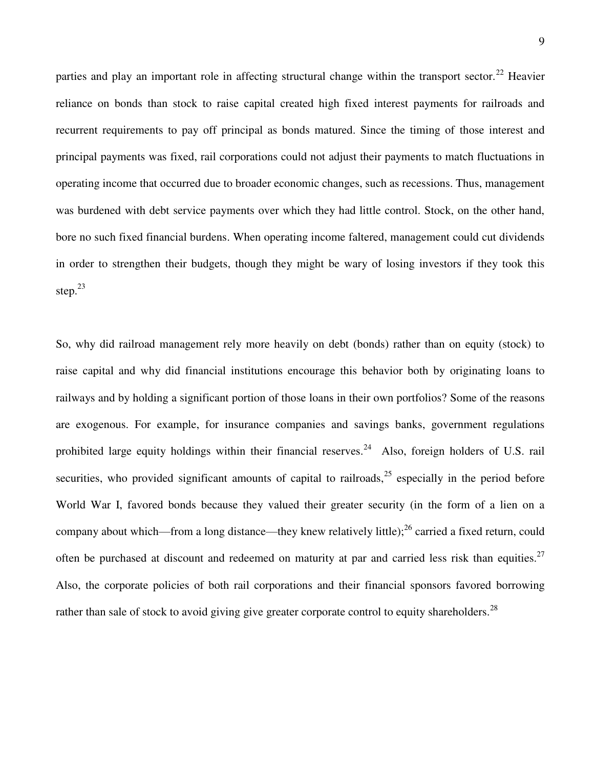parties and play an important role in affecting structural change within the transport sector.[22] Heavier reliance on bonds than stock to raise capital created high fixed interest payments for railroads and recurrent requirements to pay off principal as bonds matured. Since the timing of those interest and principal payments was fixed, rail corporations could not adjust their payments to match fluctuations in operating income that occurred due to broader economic changes, such as recessions. Thus, management was burdened with debt service payments over which they had little control. Stock, on the other hand, bore no such fixed financial burdens. When operating income faltered, management could cut dividends in order to strengthen their budgets, though they might be wary of losing investors if they took this step.[23]

So, why did railroad management rely more heavily on debt (bonds) rather than on equity (stock) to raise capital and why did financial institutions encourage this behavior both by originating loans to railways and by holding a significant portion of those loans in their own portfolios? Some of the reasons are exogenous. For example, for insurance companies and savings banks, government regulations prohibited large equity holdings within their financial reserves.[24] Also, foreign holders of U.S. rail securities, who provided significant amounts of capital to railroads,[25] especially in the period before World War I, favored bonds because they valued their greater security (in the form of a lien on a company about which—from a long distance—they knew relatively little);[26] carried a fixed return, could often be purchased at discount and redeemed on maturity at par and carried less risk than equities.[27] Also, the corporate policies of both rail corporations and their financial sponsors favored borrowing rather than sale of stock to avoid giving give greater corporate control to equity shareholders.[28]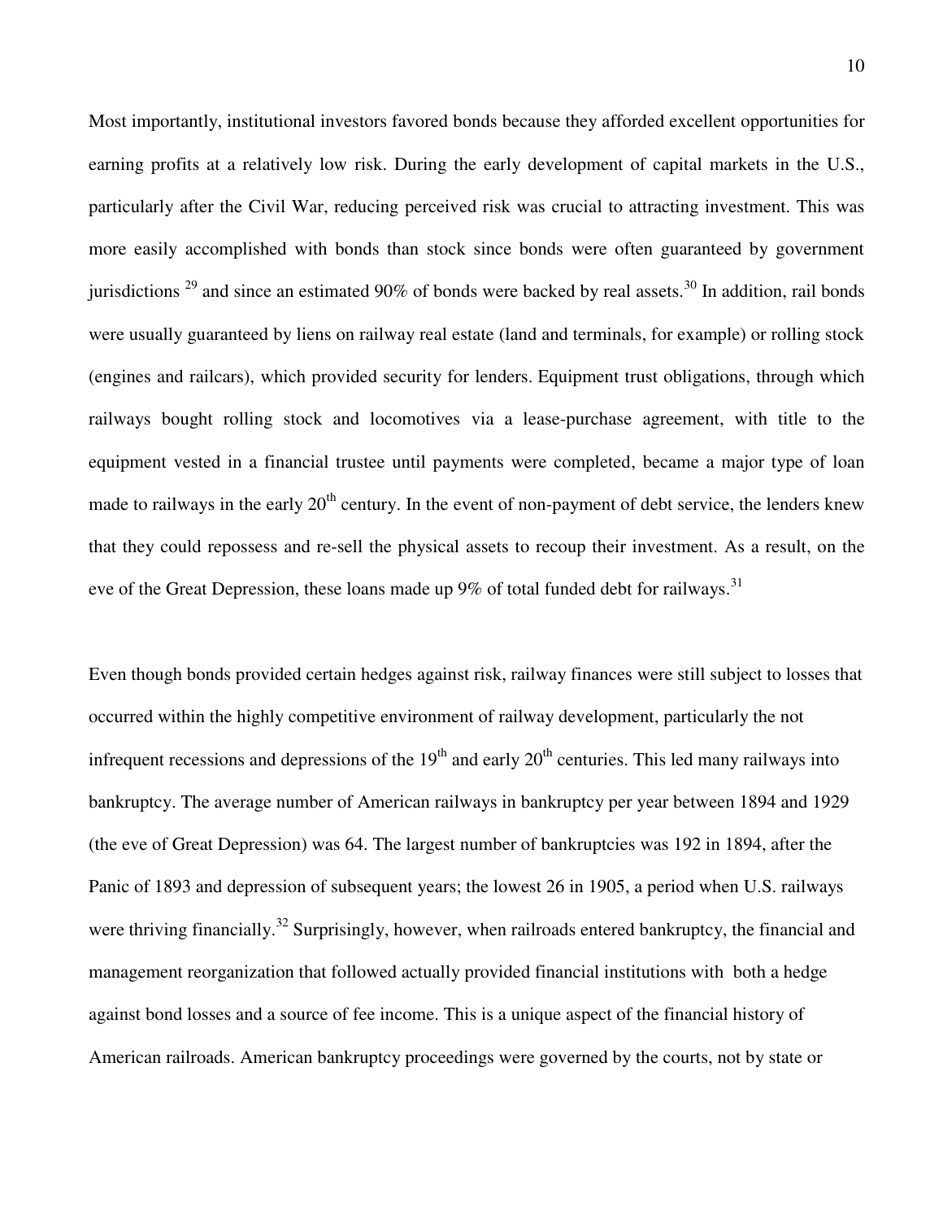Most importantly, institutional investors favored bonds because they afforded excellent opportunities for earning profits at a relatively low risk. During the early development of capital markets in the U.S., particularly after the Civil War, reducing perceived risk was crucial to attracting investment. This was more easily accomplished with bonds than stock since bonds were often guaranteed by government jurisdictions [29] and since an estimated 90% of bonds were backed by real assets.[30] In addition, rail bonds were usually guaranteed by liens on railway real estate (land and terminals, for example) or rolling stock (engines and railcars), which provided security for lenders. Equipment trust obligations, through which railways bought rolling stock and locomotives via a lease-purchase agreement, with title to the equipment vested in a financial trustee until payments were completed, became a major type of loan made to railways in the early 20th century. In the event of non-payment of debt service, the lenders knew that they could repossess and re-sell the physical assets to recoup their investment. As a result, on the eve of the Great Depression, these loans made up 9% of total funded debt for railways.[31]

Even though bonds provided certain hedges against risk, railway finances were still subject to losses that occurred within the highly competitive environment of railway development, particularly the not infrequent recessions and depressions of the 19th and early 20th centuries. This led many railways into bankruptcy. The average number of American railways in bankruptcy per year between 1894 and 1929 (the eve of Great Depression) was 64. The largest number of bankruptcies was 192 in 1894, after the Panic of 1893 and depression of subsequent years; the lowest 26 in 1905, a period when U.S. railways were thriving financially.[32] Surprisingly, however, when railroads entered bankruptcy, the financial and management reorganization that followed actually provided financial institutions with both a hedge against bond losses and a source of fee income. This is a unique aspect of the financial history of American railroads. American bankruptcy proceedings were governed by the courts, not by state or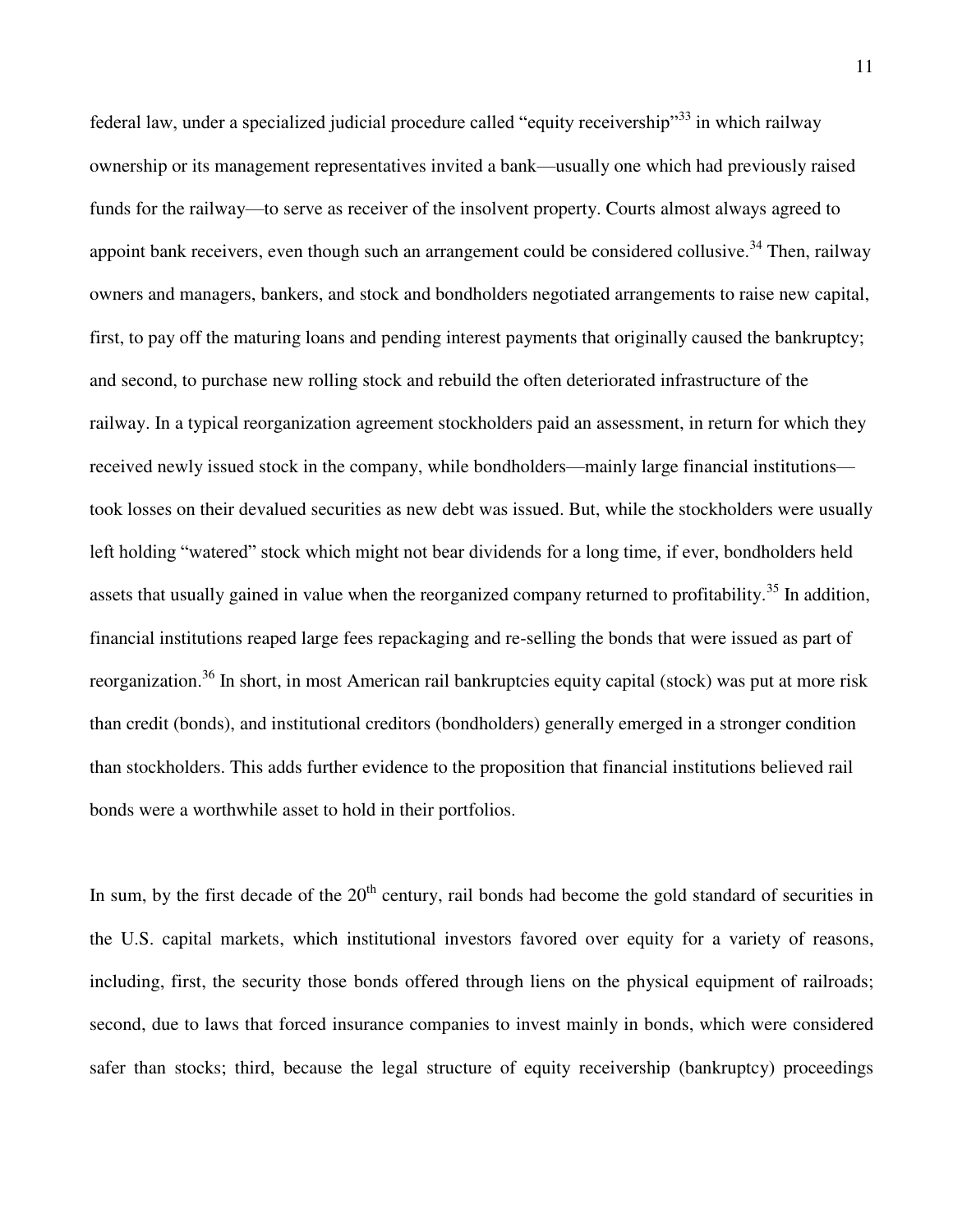federal law, under a specialized judicial procedure called "equity receivership"[33] in which railway ownership or its management representatives invited a bank—usually one which had previously raised funds for the railway—to serve as receiver of the insolvent property. Courts almost always agreed to appoint bank receivers, even though such an arrangement could be considered collusive.[34] Then, railway owners and managers, bankers, and stock and bondholders negotiated arrangements to raise new capital, first, to pay off the maturing loans and pending interest payments that originally caused the bankruptcy; and second, to purchase new rolling stock and rebuild the often deteriorated infrastructure of the railway. In a typical reorganization agreement stockholders paid an assessment, in return for which they received newly issued stock in the company, while bondholders—mainly large financial institutions—took losses on their devalued securities as new debt was issued. But, while the stockholders were usually left holding "watered" stock which might not bear dividends for a long time, if ever, bondholders held assets that usually gained in value when the reorganized company returned to profitability.[35] In addition, financial institutions reaped large fees repackaging and re-selling the bonds that were issued as part of reorganization.[36] In short, in most American rail bankruptcies equity capital (stock) was put at more risk than credit (bonds), and institutional creditors (bondholders) generally emerged in a stronger condition than stockholders. This adds further evidence to the proposition that financial institutions believed rail bonds were a worthwhile asset to hold in their portfolios.

In sum, by the first decade of the 20th century, rail bonds had become the gold standard of securities in the U.S. capital markets, which institutional investors favored over equity for a variety of reasons, including, first, the security those bonds offered through liens on the physical equipment of railroads; second, due to laws that forced insurance companies to invest mainly in bonds, which were considered safer than stocks; third, because the legal structure of equity receivership (bankruptcy) proceedings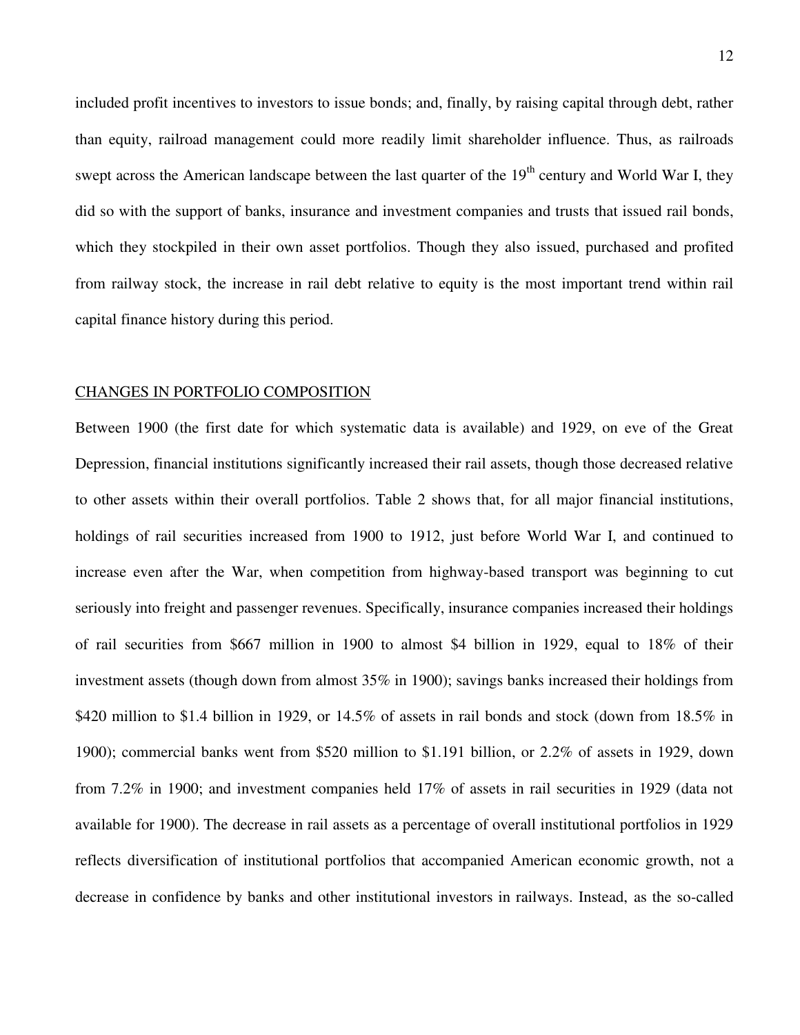included profit incentives to investors to issue bonds; and, finally, by raising capital through debt, rather than equity, railroad management could more readily limit shareholder influence. Thus, as railroads swept across the American landscape between the last quarter of the 19th century and World War I, they did so with the support of banks, insurance and investment companies and trusts that issued rail bonds, which they stockpiled in their own asset portfolios. Though they also issued, purchased and profited from railway stock, the increase in rail debt relative to equity is the most important trend within rail capital finance history during this period.

## CHANGES IN PORTFOLIO COMPOSITION

Between 1900 (the first date for which systematic data is available) and 1929, on eve of the Great Depression, financial institutions significantly increased their rail assets, though those decreased relative to other assets within their overall portfolios. Table 2 shows that, for all major financial institutions, holdings of rail securities increased from 1900 to 1912, just before World War I, and continued to increase even after the War, when competition from highway-based transport was beginning to cut seriously into freight and passenger revenues. Specifically, insurance companies increased their holdings of rail securities from $667 million in 1900 to almost $4 billion in 1929, equal to 18% of their investment assets (though down from almost 35% in 1900); savings banks increased their holdings from $420 million to $1.4 billion in 1929, or 14.5% of assets in rail bonds and stock (down from 18.5% in 1900); commercial banks went from $520 million to $1.191 billion, or 2.2% of assets in 1929, down from 7.2% in 1900; and investment companies held 17% of assets in rail securities in 1929 (data not available for 1900). The decrease in rail assets as a percentage of overall institutional portfolios in 1929 reflects diversification of institutional portfolios that accompanied American economic growth, not a decrease in confidence by banks and other institutional investors in railways. Instead, as the so-called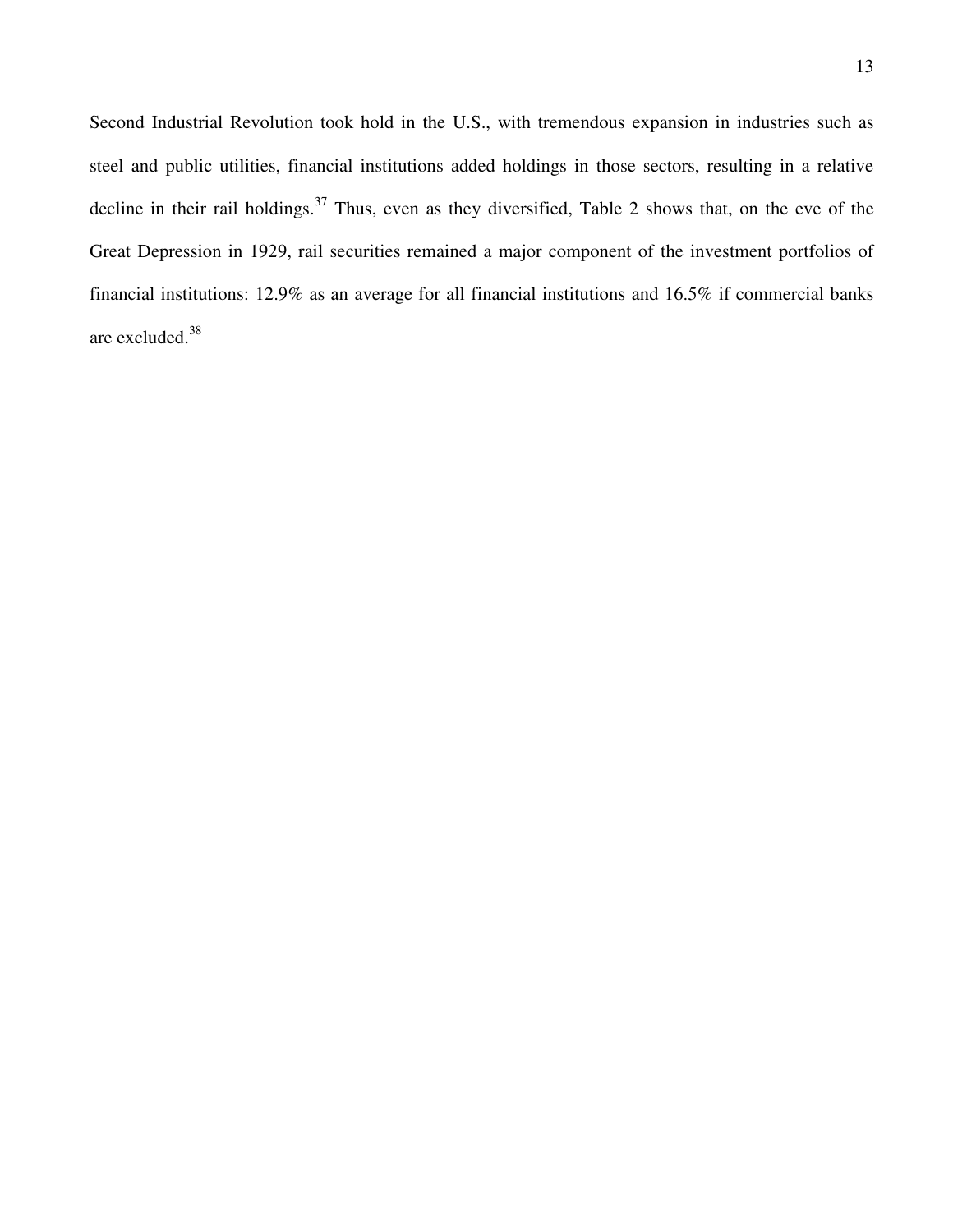Second Industrial Revolution took hold in the U.S., with tremendous expansion in industries such as steel and public utilities, financial institutions added holdings in those sectors, resulting in a relative decline in their rail holdings.[37] Thus, even as they diversified, Table 2 shows that, on the eve of the Great Depression in 1929, rail securities remained a major component of the investment portfolios of financial institutions: 12.9% as an average for all financial institutions and 16.5% if commercial banks are excluded.[38]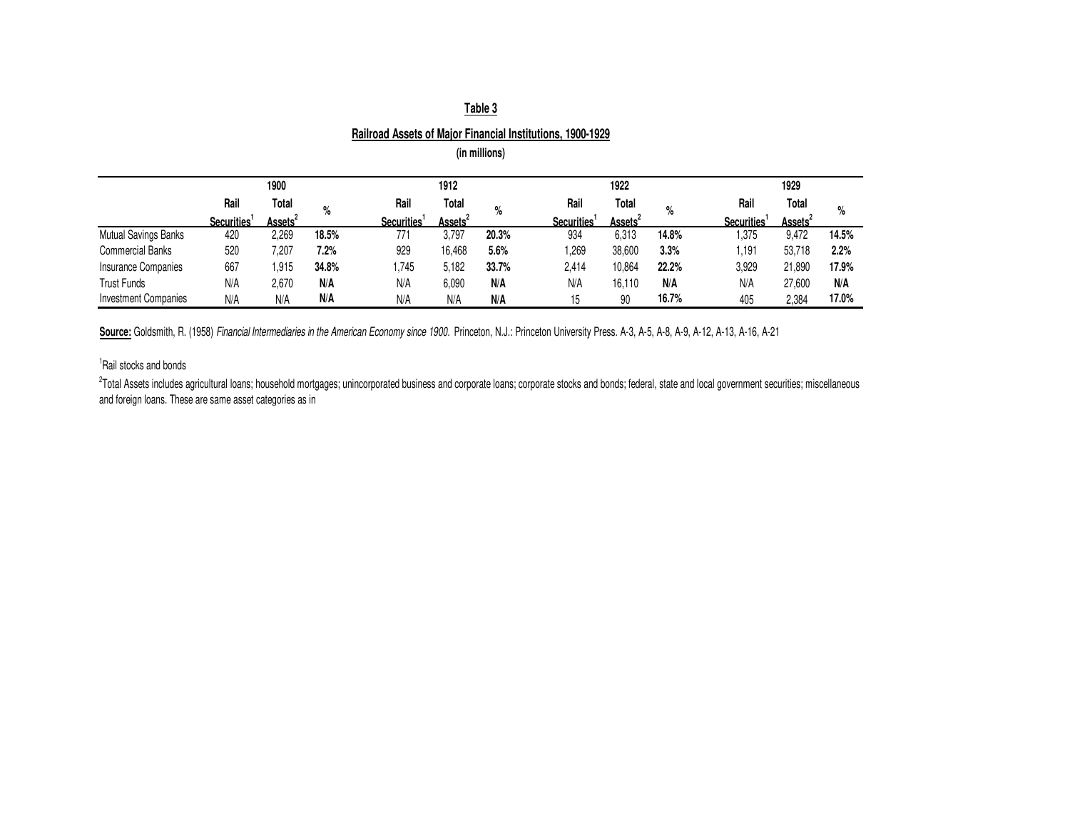**Table 3**

**Railroad Assets of Major Financial Institutions, 1900-1929**

**(in millions)**

| | 1900 | | | 1912 | | | 1922 | | | 1929 | | |
|---|---|---|---|---|---|---|---|---|---|---|---|---|
| | Rail Securities[1] | Total Assets[2] | % | Rail Securities[1] | Total Assets[2] | % | Rail Securities[1] | Total Assets[2] | % | Rail Securities[1] | Total Assets[2] | % |
| Mutual Savings Banks | 420 | 2,269 | **18.5%** | 771 | 3,797 | **20.3%** | 934 | 6,313 | **14.8%** | 1,375 | 9,472 | **14.5%** |
| Commercial Banks | 520 | 7,207 | **7.2%** | 929 | 16,468 | **5.6%** | 1,269 | 38,600 | **3.3%** | 1,191 | 53,718 | **2.2%** |
| Insurance Companies | 667 | 1,915 | **34.8%** | 1,745 | 5,182 | **33.7%** | 2,414 | 10,864 | **22.2%** | 3,929 | 21,890 | **17.9%** |
| Trust Funds | N/A | 2,670 | **N/A** | N/A | 6,090 | **N/A** | N/A | 16,110 | **N/A** | N/A | 27,600 | **N/A** |
| Investment Companies | N/A | N/A | **N/A** | N/A | N/A | **N/A** | 15 | 90 | **16.7%** | 405 | 2,384 | **17.0%** |

**Source:** Goldsmith, R. (1958) *Financial Intermediaries in the American Economy since 1900.* Princeton, N.J.: Princeton University Press. A-3, A-5, A-8, A-9, A-12, A-13, A-16, A-21

[1]Rail stocks and bonds

[2]Total Assets includes agricultural loans; household mortgages; unincorporated business and corporate loans; corporate stocks and bonds; federal, state and local government securities; miscellaneous and foreign loans. These are same asset categories as in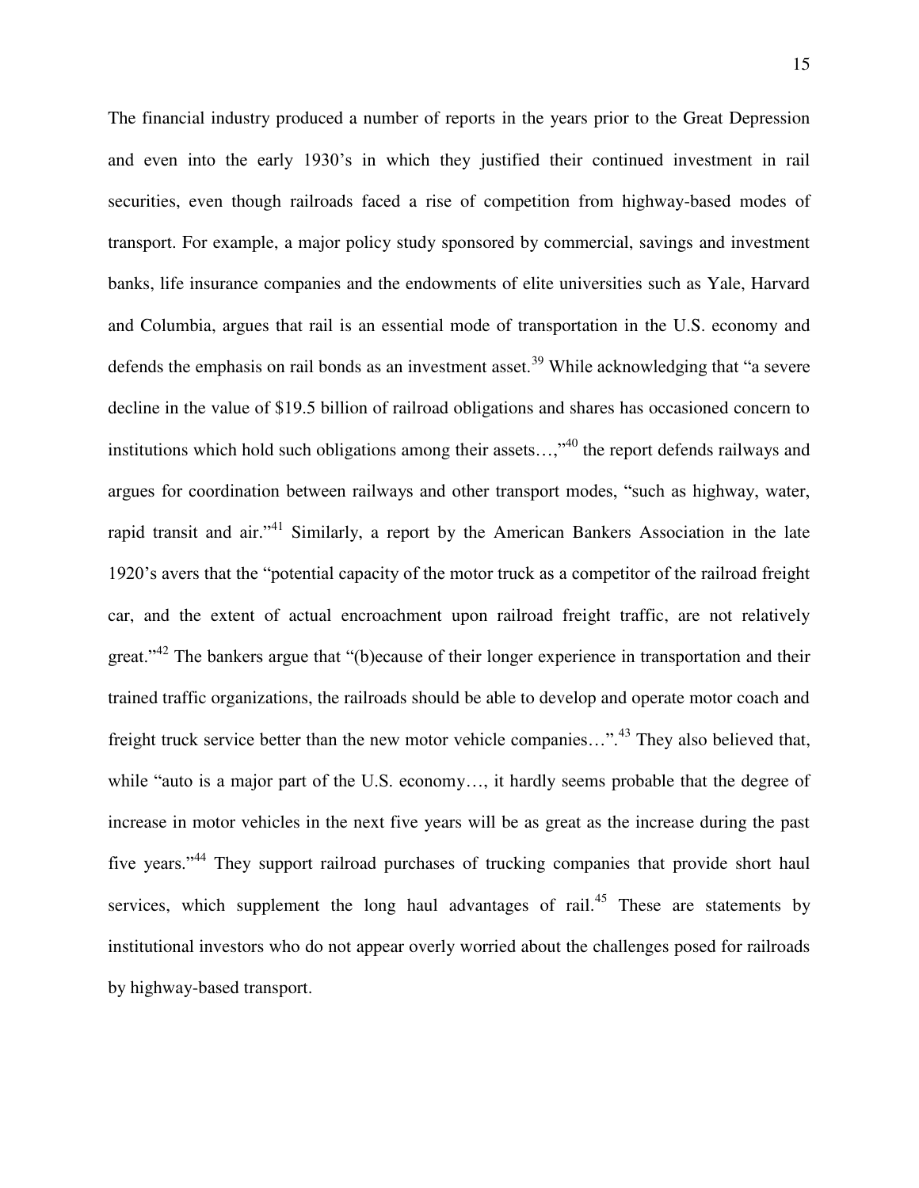The financial industry produced a number of reports in the years prior to the Great Depression and even into the early 1930's in which they justified their continued investment in rail securities, even though railroads faced a rise of competition from highway-based modes of transport. For example, a major policy study sponsored by commercial, savings and investment banks, life insurance companies and the endowments of elite universities such as Yale, Harvard and Columbia, argues that rail is an essential mode of transportation in the U.S. economy and defends the emphasis on rail bonds as an investment asset.[39] While acknowledging that "a severe decline in the value of $19.5 billion of railroad obligations and shares has occasioned concern to institutions which hold such obligations among their assets…,"[40] the report defends railways and argues for coordination between railways and other transport modes, "such as highway, water, rapid transit and air."[41] Similarly, a report by the American Bankers Association in the late 1920's avers that the "potential capacity of the motor truck as a competitor of the railroad freight car, and the extent of actual encroachment upon railroad freight traffic, are not relatively great."[42] The bankers argue that "(b)ecause of their longer experience in transportation and their trained traffic organizations, the railroads should be able to develop and operate motor coach and freight truck service better than the new motor vehicle companies…".[43] They also believed that, while "auto is a major part of the U.S. economy…, it hardly seems probable that the degree of increase in motor vehicles in the next five years will be as great as the increase during the past five years."[44] They support railroad purchases of trucking companies that provide short haul services, which supplement the long haul advantages of rail.[45] These are statements by institutional investors who do not appear overly worried about the challenges posed for railroads by highway-based transport.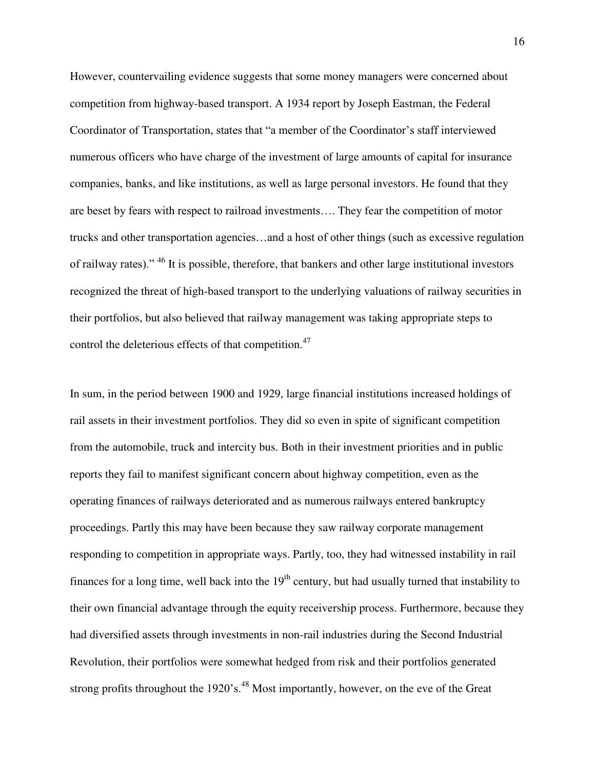However, countervailing evidence suggests that some money managers were concerned about competition from highway-based transport. A 1934 report by Joseph Eastman, the Federal Coordinator of Transportation, states that "a member of the Coordinator's staff interviewed numerous officers who have charge of the investment of large amounts of capital for insurance companies, banks, and like institutions, as well as large personal investors. He found that they are beset by fears with respect to railroad investments…. They fear the competition of motor trucks and other transportation agencies…and a host of other things (such as excessive regulation of railway rates)." [46] It is possible, therefore, that bankers and other large institutional investors recognized the threat of high-based transport to the underlying valuations of railway securities in their portfolios, but also believed that railway management was taking appropriate steps to control the deleterious effects of that competition.[47]

In sum, in the period between 1900 and 1929, large financial institutions increased holdings of rail assets in their investment portfolios. They did so even in spite of significant competition from the automobile, truck and intercity bus. Both in their investment priorities and in public reports they fail to manifest significant concern about highway competition, even as the operating finances of railways deteriorated and as numerous railways entered bankruptcy proceedings. Partly this may have been because they saw railway corporate management responding to competition in appropriate ways. Partly, too, they had witnessed instability in rail finances for a long time, well back into the 19th century, but had usually turned that instability to their own financial advantage through the equity receivership process. Furthermore, because they had diversified assets through investments in non-rail industries during the Second Industrial Revolution, their portfolios were somewhat hedged from risk and their portfolios generated strong profits throughout the 1920's.[48] Most importantly, however, on the eve of the Great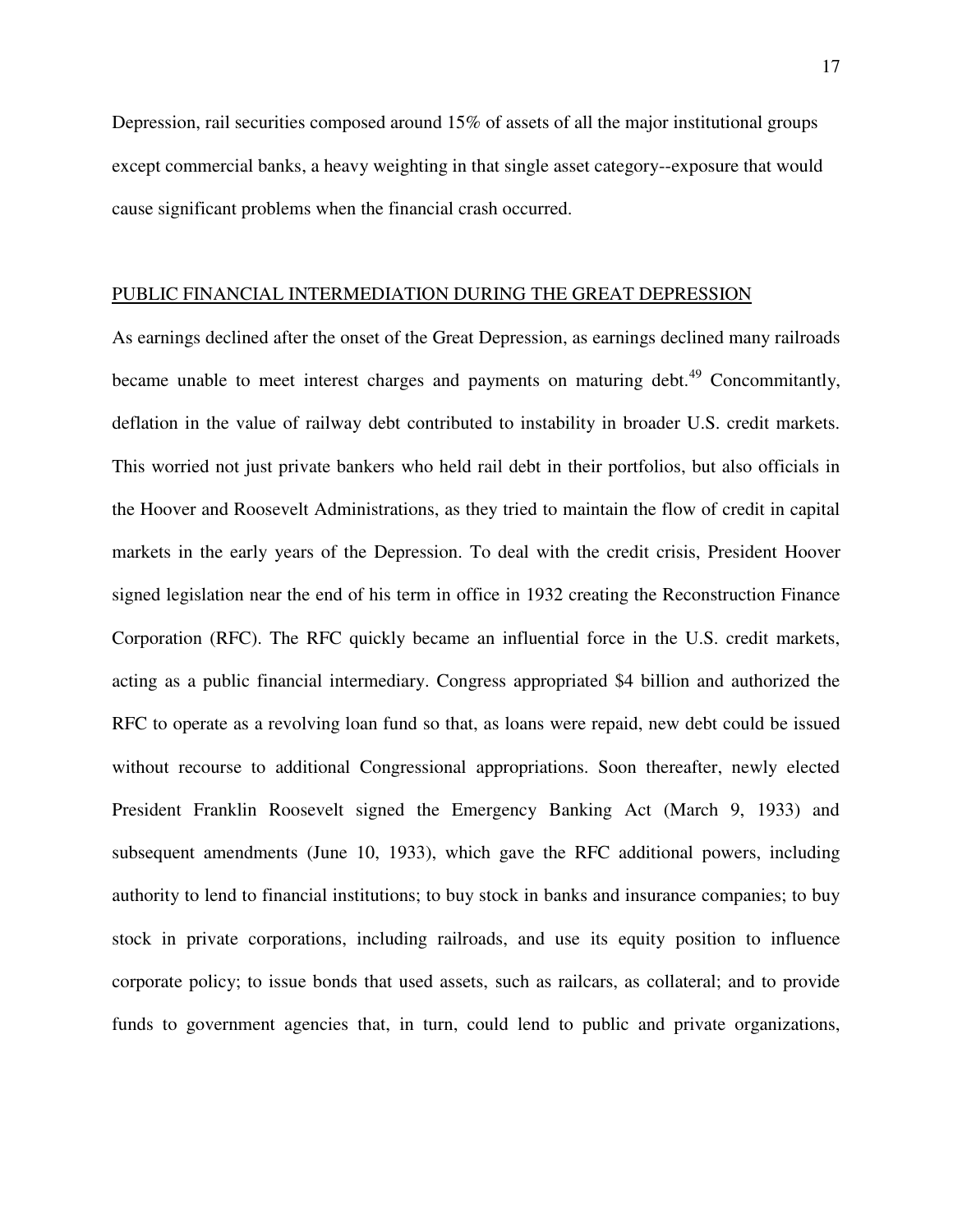Depression, rail securities composed around 15% of assets of all the major institutional groups except commercial banks, a heavy weighting in that single asset category--exposure that would cause significant problems when the financial crash occurred.

## PUBLIC FINANCIAL INTERMEDIATION DURING THE GREAT DEPRESSION

As earnings declined after the onset of the Great Depression, as earnings declined many railroads became unable to meet interest charges and payments on maturing debt.[49] Concommitantly, deflation in the value of railway debt contributed to instability in broader U.S. credit markets. This worried not just private bankers who held rail debt in their portfolios, but also officials in the Hoover and Roosevelt Administrations, as they tried to maintain the flow of credit in capital markets in the early years of the Depression. To deal with the credit crisis, President Hoover signed legislation near the end of his term in office in 1932 creating the Reconstruction Finance Corporation (RFC). The RFC quickly became an influential force in the U.S. credit markets, acting as a public financial intermediary. Congress appropriated $4 billion and authorized the RFC to operate as a revolving loan fund so that, as loans were repaid, new debt could be issued without recourse to additional Congressional appropriations. Soon thereafter, newly elected President Franklin Roosevelt signed the Emergency Banking Act (March 9, 1933) and subsequent amendments (June 10, 1933), which gave the RFC additional powers, including authority to lend to financial institutions; to buy stock in banks and insurance companies; to buy stock in private corporations, including railroads, and use its equity position to influence corporate policy; to issue bonds that used assets, such as railcars, as collateral; and to provide funds to government agencies that, in turn, could lend to public and private organizations,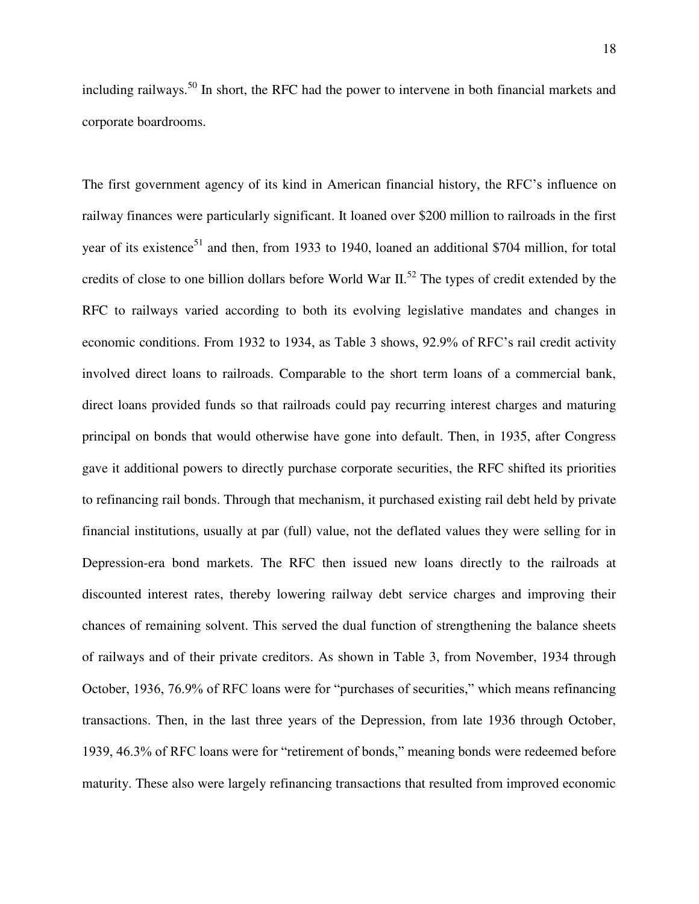including railways.[50] In short, the RFC had the power to intervene in both financial markets and corporate boardrooms.

The first government agency of its kind in American financial history, the RFC's influence on railway finances were particularly significant. It loaned over $200 million to railroads in the first year of its existence[51] and then, from 1933 to 1940, loaned an additional $704 million, for total credits of close to one billion dollars before World War II.[52] The types of credit extended by the RFC to railways varied according to both its evolving legislative mandates and changes in economic conditions. From 1932 to 1934, as Table 3 shows, 92.9% of RFC's rail credit activity involved direct loans to railroads. Comparable to the short term loans of a commercial bank, direct loans provided funds so that railroads could pay recurring interest charges and maturing principal on bonds that would otherwise have gone into default. Then, in 1935, after Congress gave it additional powers to directly purchase corporate securities, the RFC shifted its priorities to refinancing rail bonds. Through that mechanism, it purchased existing rail debt held by private financial institutions, usually at par (full) value, not the deflated values they were selling for in Depression-era bond markets. The RFC then issued new loans directly to the railroads at discounted interest rates, thereby lowering railway debt service charges and improving their chances of remaining solvent. This served the dual function of strengthening the balance sheets of railways and of their private creditors. As shown in Table 3, from November, 1934 through October, 1936, 76.9% of RFC loans were for "purchases of securities," which means refinancing transactions. Then, in the last three years of the Depression, from late 1936 through October, 1939, 46.3% of RFC loans were for "retirement of bonds," meaning bonds were redeemed before maturity. These also were largely refinancing transactions that resulted from improved economic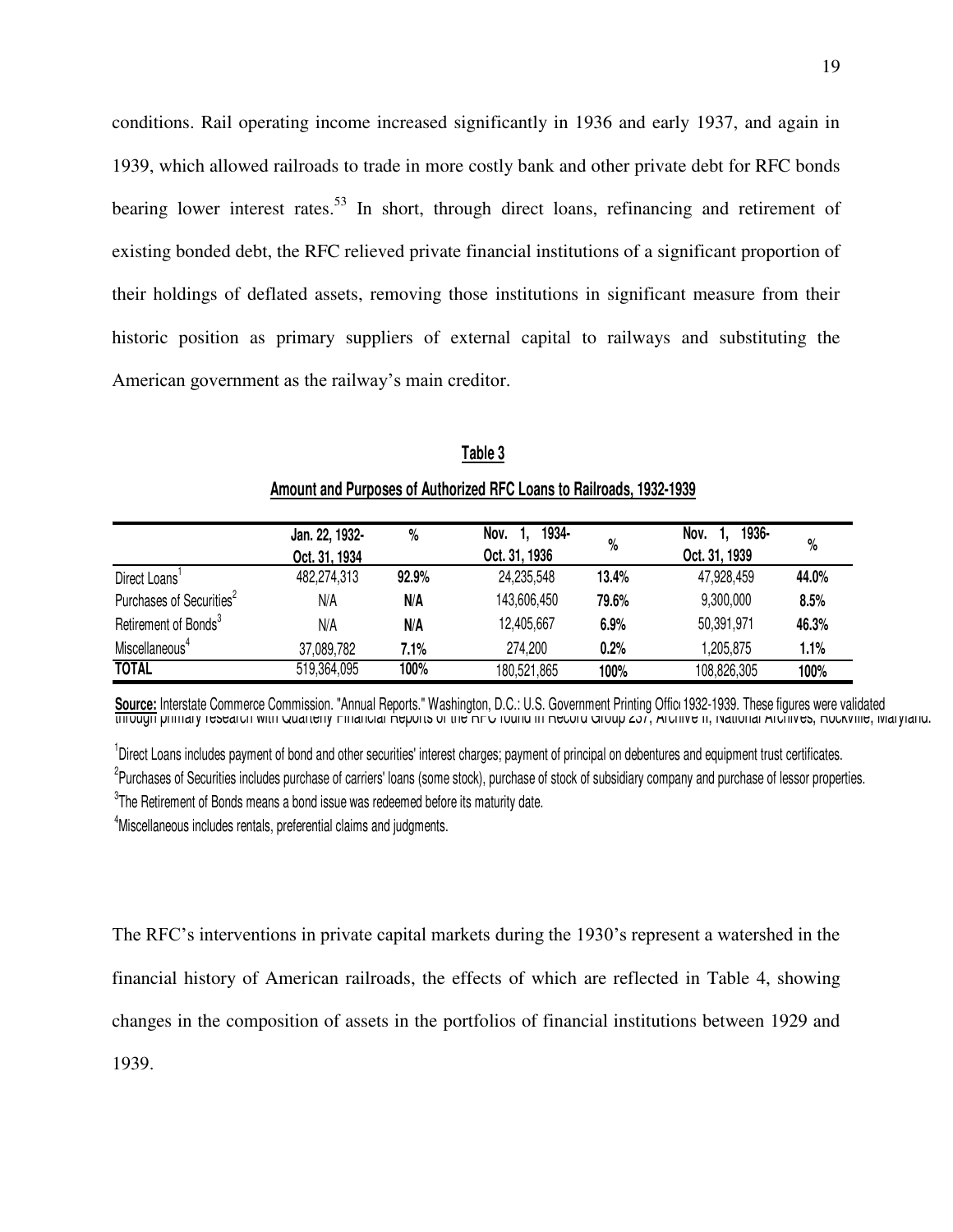conditions. Rail operating income increased significantly in 1936 and early 1937, and again in 1939, which allowed railroads to trade in more costly bank and other private debt for RFC bonds bearing lower interest rates.[53] In short, through direct loans, refinancing and retirement of existing bonded debt, the RFC relieved private financial institutions of a significant proportion of their holdings of deflated assets, removing those institutions in significant measure from their historic position as primary suppliers of external capital to railways and substituting the American government as the railway's main creditor.

**Table 3**

**Amount and Purposes of Authorized RFC Loans to Railroads, 1932-1939**

| | Jan. 22, 1932-Oct. 31, 1934 | % | Nov. 1, 1934-Oct. 31, 1936 | % | Nov. 1, 1936-Oct. 31, 1939 | % |
|---|---|---|---|---|---|---|
| Direct Loans[1] | 482,274,313 | **92.9%** | 24,235,548 | **13.4%** | 47,928,459 | **44.0%** |
| Purchases of Securities[2] | N/A | **N/A** | 143,606,450 | **79.6%** | 9,300,000 | **8.5%** |
| Retirement of Bonds[3] | N/A | **N/A** | 12,405,667 | **6.9%** | 50,391,971 | **46.3%** |
| Miscellaneous[4] | 37,089,782 | **7.1%** | 274,200 | **0.2%** | 1,205,875 | **1.1%** |
| **TOTAL** | 519,364,095 | **100%** | 180,521,865 | **100%** | 108,826,305 | **100%** |

**Source:** Interstate Commerce Commission. "Annual Reports." Washington, D.C.: U.S. Government Printing Office 1932-1939. These figures were validated through primary research with Quarterly Financial Reports of the RFC found in Record Group 237, Archive II, National Archives, Rockville, Maryland.

[1]Direct Loans includes payment of bond and other securities' interest charges; payment of principal on debentures and equipment trust certificates.

[2]Purchases of Securities includes purchase of carriers' loans (some stock), purchase of stock of subsidiary company and purchase of lessor properties.

[3]The Retirement of Bonds means a bond issue was redeemed before its maturity date.

[4]Miscellaneous includes rentals, preferential claims and judgments.

The RFC's interventions in private capital markets during the 1930's represent a watershed in the financial history of American railroads, the effects of which are reflected in Table 4, showing changes in the composition of assets in the portfolios of financial institutions between 1929 and 1939.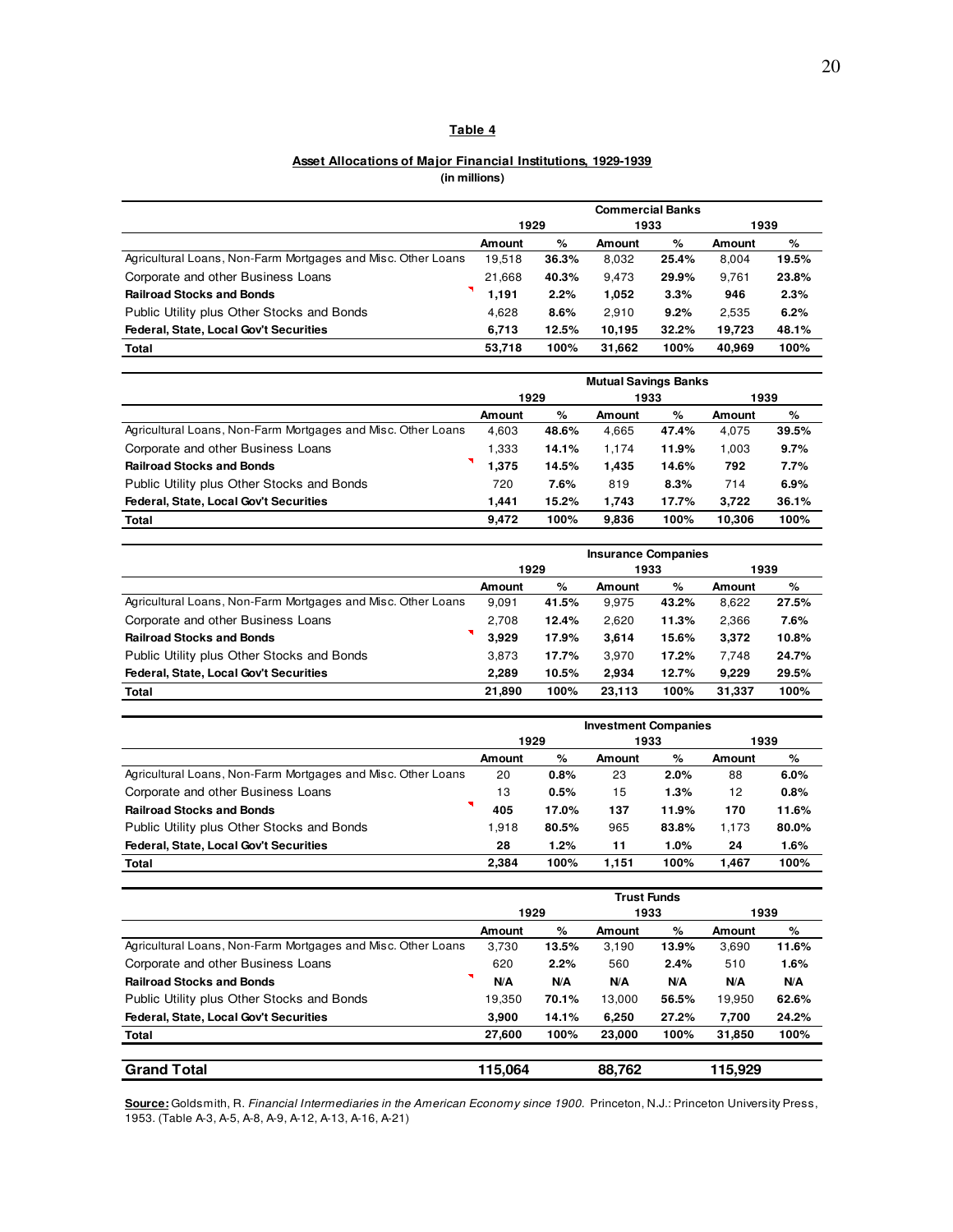**Table 4**

**Asset Allocations of Major Financial Institutions, 1929-1939**
**(in millions)**

| Commercial Banks | 1929 | | 1933 | | 1939 | |
|---|---|---|---|---|---|---|
| | **Amount** | **%** | **Amount** | **%** | **Amount** | **%** |
| Agricultural Loans, Non-Farm Mortgages and Misc. Other Loans | 19,518 | **36.3%** | 8,032 | **25.4%** | 8,004 | **19.5%** |
| Corporate and other Business Loans | 21,668 | **40.3%** | 9,473 | **29.9%** | 9,761 | **23.8%** |
| **Railroad Stocks and Bonds** | **1,191** | **2.2%** | **1,052** | **3.3%** | **946** | **2.3%** |
| Public Utility plus Other Stocks and Bonds | 4,628 | **8.6%** | 2,910 | **9.2%** | 2,535 | **6.2%** |
| **Federal, State, Local Gov't Securities** | **6,713** | **12.5%** | **10,195** | **32.2%** | **19,723** | **48.1%** |
| **Total** | **53,718** | **100%** | **31,662** | **100%** | **40,969** | **100%** |

| Mutual Savings Banks | 1929 | | 1933 | | 1939 | |
|---|---|---|---|---|---|---|
| | **Amount** | **%** | **Amount** | **%** | **Amount** | **%** |
| Agricultural Loans, Non-Farm Mortgages and Misc. Other Loans | 4,603 | **48.6%** | 4,665 | **47.4%** | 4,075 | **39.5%** |
| Corporate and other Business Loans | 1,333 | **14.1%** | 1,174 | **11.9%** | 1,003 | **9.7%** |
| **Railroad Stocks and Bonds** | **1,375** | **14.5%** | **1,435** | **14.6%** | **792** | **7.7%** |
| Public Utility plus Other Stocks and Bonds | 720 | **7.6%** | 819 | **8.3%** | 714 | **6.9%** |
| **Federal, State, Local Gov't Securities** | **1,441** | **15.2%** | **1,743** | **17.7%** | **3,722** | **36.1%** |
| **Total** | **9,472** | **100%** | **9,836** | **100%** | **10,306** | **100%** |

| Insurance Companies | 1929 | | 1933 | | 1939 | |
|---|---|---|---|---|---|---|
| | **Amount** | **%** | **Amount** | **%** | **Amount** | **%** |
| Agricultural Loans, Non-Farm Mortgages and Misc. Other Loans | 9,091 | **41.5%** | 9,975 | **43.2%** | 8,622 | **27.5%** |
| Corporate and other Business Loans | 2,708 | **12.4%** | 2,620 | **11.3%** | 2,366 | **7.6%** |
| **Railroad Stocks and Bonds** | **3,929** | **17.9%** | **3,614** | **15.6%** | **3,372** | **10.8%** |
| Public Utility plus Other Stocks and Bonds | 3,873 | **17.7%** | 3,970 | **17.2%** | 7,748 | **24.7%** |
| **Federal, State, Local Gov't Securities** | **2,289** | **10.5%** | **2,934** | **12.7%** | **9,229** | **29.5%** |
| **Total** | **21,890** | **100%** | **23,113** | **100%** | **31,337** | **100%** |

| Investment Companies | 1929 | | 1933 | | 1939 | |
|---|---|---|---|---|---|---|
| | **Amount** | **%** | **Amount** | **%** | **Amount** | **%** |
| Agricultural Loans, Non-Farm Mortgages and Misc. Other Loans | 20 | **0.8%** | 23 | **2.0%** | 88 | **6.0%** |
| Corporate and other Business Loans | 13 | **0.5%** | 15 | **1.3%** | 12 | **0.8%** |
| **Railroad Stocks and Bonds** | **405** | **17.0%** | **137** | **11.9%** | **170** | **11.6%** |
| Public Utility plus Other Stocks and Bonds | 1,918 | **80.5%** | 965 | **83.8%** | 1,173 | **80.0%** |
| **Federal, State, Local Gov't Securities** | **28** | **1.2%** | **11** | **1.0%** | **24** | **1.6%** |
| **Total** | **2,384** | **100%** | **1,151** | **100%** | **1,467** | **100%** |

| Trust Funds | 1929 | | 1933 | | 1939 | |
|---|---|---|---|---|---|---|
| | **Amount** | **%** | **Amount** | **%** | **Amount** | **%** |
| Agricultural Loans, Non-Farm Mortgages and Misc. Other Loans | 3,730 | **13.5%** | 3,190 | **13.9%** | 3,690 | **11.6%** |
| Corporate and other Business Loans | 620 | **2.2%** | 560 | **2.4%** | 510 | **1.6%** |
| **Railroad Stocks and Bonds** | **N/A** | **N/A** | **N/A** | **N/A** | **N/A** | **N/A** |
| Public Utility plus Other Stocks and Bonds | 19,350 | **70.1%** | 13,000 | **56.5%** | 19,950 | **62.6%** |
| **Federal, State, Local Gov't Securities** | **3,900** | **14.1%** | **6,250** | **27.2%** | **7,700** | **24.2%** |
| **Total** | **27,600** | **100%** | **23,000** | **100%** | **31,850** | **100%** |
| **Grand Total** | **115,064** | | **88,762** | | **115,929** | |

**Source:** Goldsmith, R. *Financial Intermediaries in the American Economy since 1900.* Princeton, N.J.: Princeton University Press, 1953. (Table A-3, A-5, A-8, A-9, A-12, A-13, A-16, A-21)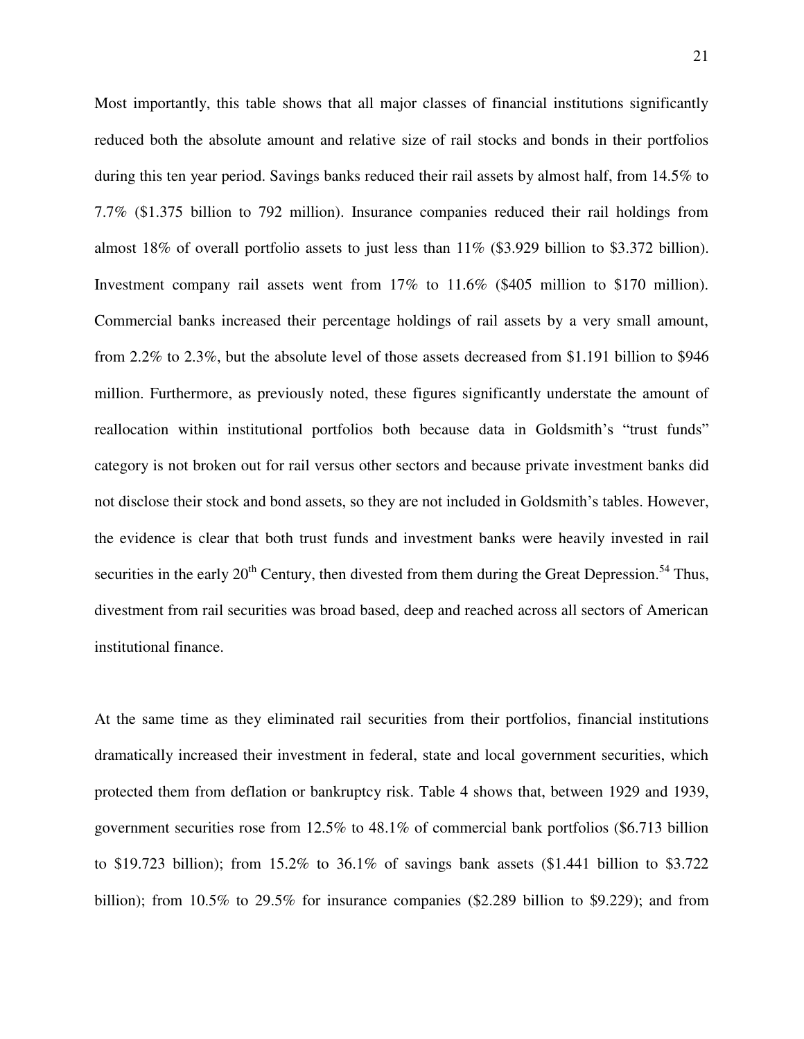Most importantly, this table shows that all major classes of financial institutions significantly reduced both the absolute amount and relative size of rail stocks and bonds in their portfolios during this ten year period. Savings banks reduced their rail assets by almost half, from 14.5% to 7.7% ($1.375 billion to 792 million). Insurance companies reduced their rail holdings from almost 18% of overall portfolio assets to just less than 11% ($3.929 billion to $3.372 billion). Investment company rail assets went from 17% to 11.6% ($405 million to $170 million). Commercial banks increased their percentage holdings of rail assets by a very small amount, from 2.2% to 2.3%, but the absolute level of those assets decreased from $1.191 billion to $946 million. Furthermore, as previously noted, these figures significantly understate the amount of reallocation within institutional portfolios both because data in Goldsmith's "trust funds" category is not broken out for rail versus other sectors and because private investment banks did not disclose their stock and bond assets, so they are not included in Goldsmith's tables. However, the evidence is clear that both trust funds and investment banks were heavily invested in rail securities in the early 20th Century, then divested from them during the Great Depression.[54] Thus, divestment from rail securities was broad based, deep and reached across all sectors of American institutional finance.

At the same time as they eliminated rail securities from their portfolios, financial institutions dramatically increased their investment in federal, state and local government securities, which protected them from deflation or bankruptcy risk. Table 4 shows that, between 1929 and 1939, government securities rose from 12.5% to 48.1% of commercial bank portfolios ($6.713 billion to $19.723 billion); from 15.2% to 36.1% of savings bank assets ($1.441 billion to $3.722 billion); from 10.5% to 29.5% for insurance companies ($2.289 billion to $9.229); and from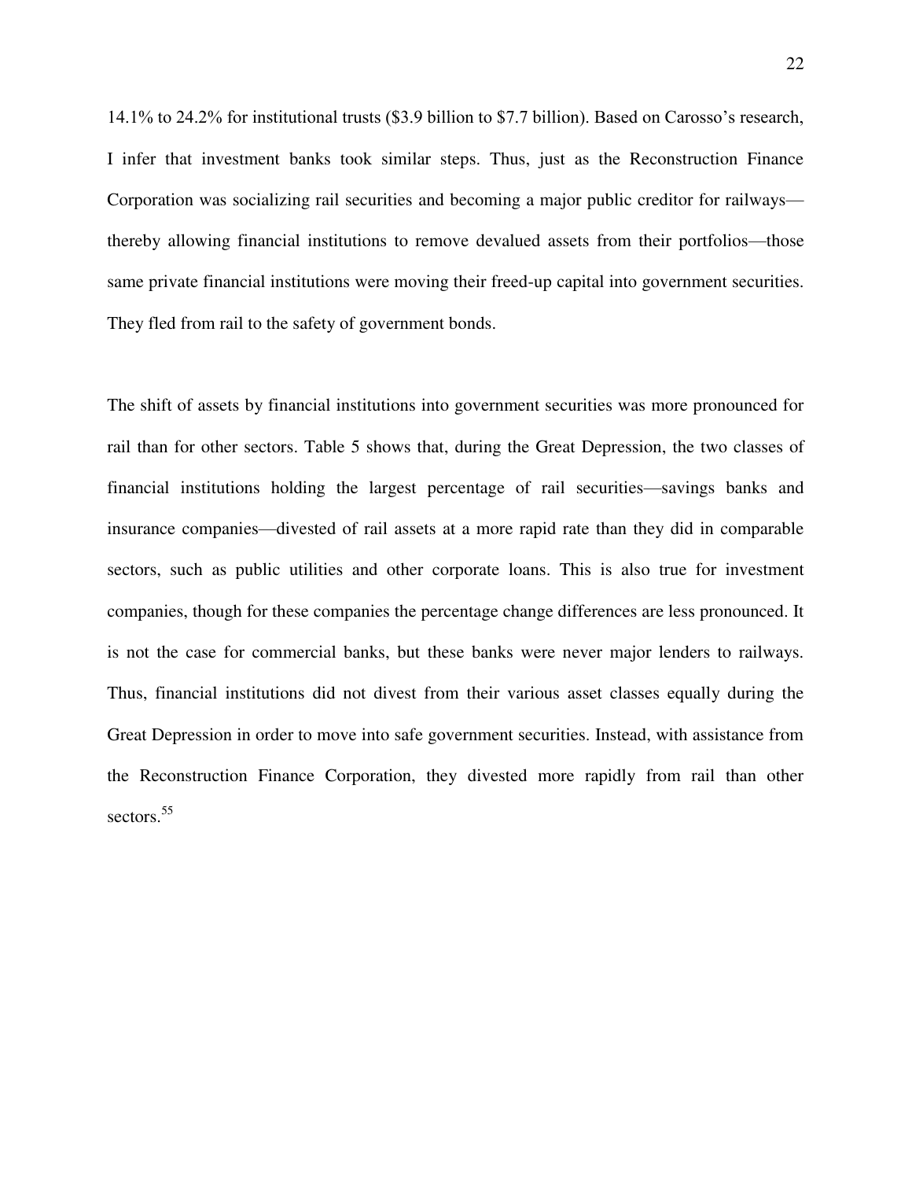14.1% to 24.2% for institutional trusts ($3.9 billion to $7.7 billion). Based on Carosso's research, I infer that investment banks took similar steps. Thus, just as the Reconstruction Finance Corporation was socializing rail securities and becoming a major public creditor for railways—thereby allowing financial institutions to remove devalued assets from their portfolios—those same private financial institutions were moving their freed-up capital into government securities. They fled from rail to the safety of government bonds.

The shift of assets by financial institutions into government securities was more pronounced for rail than for other sectors. Table 5 shows that, during the Great Depression, the two classes of financial institutions holding the largest percentage of rail securities—savings banks and insurance companies—divested of rail assets at a more rapid rate than they did in comparable sectors, such as public utilities and other corporate loans. This is also true for investment companies, though for these companies the percentage change differences are less pronounced. It is not the case for commercial banks, but these banks were never major lenders to railways. Thus, financial institutions did not divest from their various asset classes equally during the Great Depression in order to move into safe government securities. Instead, with assistance from the Reconstruction Finance Corporation, they divested more rapidly from rail than other sectors.[55]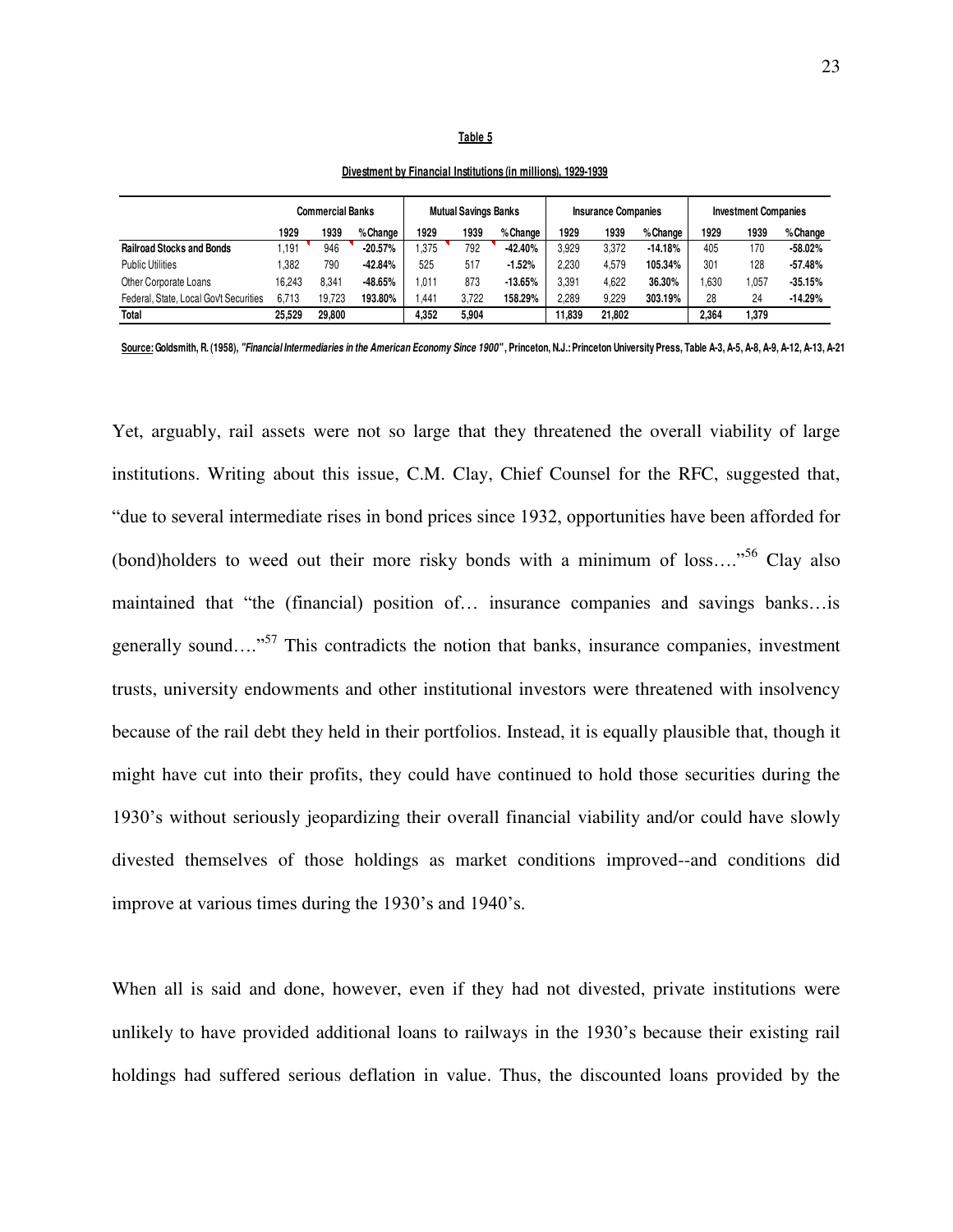**Table 5**

**Divestment by Financial Institutions (in millions), 1929-1939**

| | Commercial Banks | | | Mutual Savings Banks | | | Insurance Companies | | | Investment Companies | | |
|---|---|---|---|---|---|---|---|---|---|---|---|---|
| | 1929 | 1939 | % Change | 1929 | 1939 | % Change | 1929 | 1939 | % Change | 1929 | 1939 | % Change |
| **Railroad Stocks and Bonds** | 1,191 | 946 | **-20.57%** | 1,375 | 792 | **-42.40%** | 3,929 | 3,372 | **-14.18%** | 405 | 170 | **-58.02%** |
| Public Utilities | 1,382 | 790 | **-42.84%** | 525 | 517 | **-1.52%** | 2,230 | 4,579 | **105.34%** | 301 | 128 | **-57.48%** |
| Other Corporate Loans | 16,243 | 8,341 | **-48.65%** | 1,011 | 873 | **-13.65%** | 3,391 | 4,622 | **36.30%** | 1,630 | 1,057 | **-35.15%** |
| Federal, State, Local Gov't Securities | 6,713 | 19,723 | **193.80%** | 1,441 | 3,722 | **158.29%** | 2,289 | 9,229 | **303.19%** | 28 | 24 | **-14.29%** |
| **Total** | **25,529** | **29,800** | | **4,352** | **5,904** | | **11,839** | **21,802** | | **2,364** | **1,379** | |

**Source: Goldsmith, R. (1958), *"Financial Intermediaries in the American Economy Since 1900"*, Princeton, N.J.: Princeton University Press, Table A-3, A-5, A-8, A-9, A-12, A-13, A-21**

Yet, arguably, rail assets were not so large that they threatened the overall viability of large institutions. Writing about this issue, C.M. Clay, Chief Counsel for the RFC, suggested that, "due to several intermediate rises in bond prices since 1932, opportunities have been afforded for (bond)holders to weed out their more risky bonds with a minimum of loss…."[56] Clay also maintained that "the (financial) position of… insurance companies and savings banks…is generally sound…."[57] This contradicts the notion that banks, insurance companies, investment trusts, university endowments and other institutional investors were threatened with insolvency because of the rail debt they held in their portfolios. Instead, it is equally plausible that, though it might have cut into their profits, they could have continued to hold those securities during the 1930's without seriously jeopardizing their overall financial viability and/or could have slowly divested themselves of those holdings as market conditions improved--and conditions did improve at various times during the 1930's and 1940's.

When all is said and done, however, even if they had not divested, private institutions were unlikely to have provided additional loans to railways in the 1930's because their existing rail holdings had suffered serious deflation in value. Thus, the discounted loans provided by the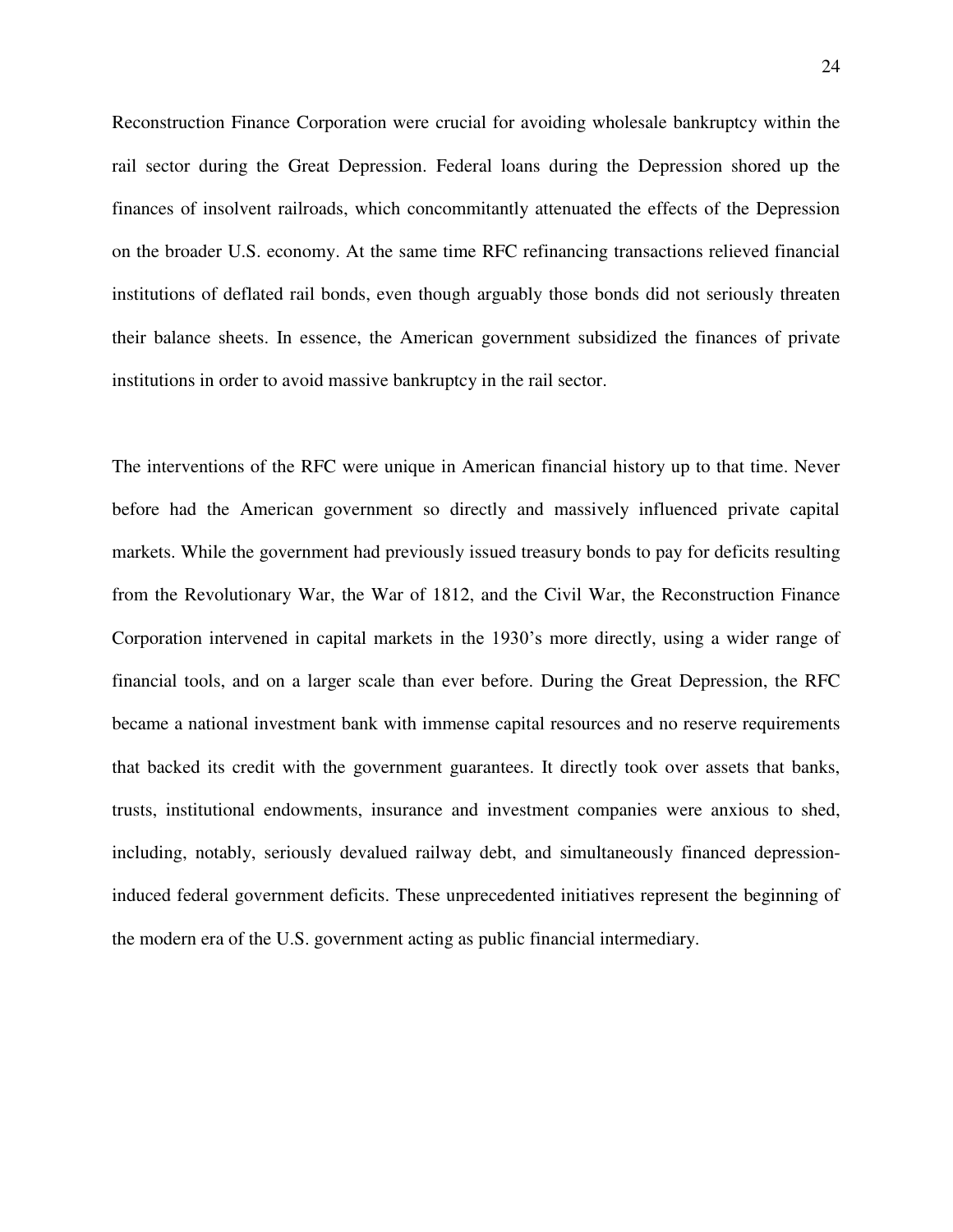Reconstruction Finance Corporation were crucial for avoiding wholesale bankruptcy within the rail sector during the Great Depression. Federal loans during the Depression shored up the finances of insolvent railroads, which concommitantly attenuated the effects of the Depression on the broader U.S. economy. At the same time RFC refinancing transactions relieved financial institutions of deflated rail bonds, even though arguably those bonds did not seriously threaten their balance sheets. In essence, the American government subsidized the finances of private institutions in order to avoid massive bankruptcy in the rail sector.

The interventions of the RFC were unique in American financial history up to that time. Never before had the American government so directly and massively influenced private capital markets. While the government had previously issued treasury bonds to pay for deficits resulting from the Revolutionary War, the War of 1812, and the Civil War, the Reconstruction Finance Corporation intervened in capital markets in the 1930's more directly, using a wider range of financial tools, and on a larger scale than ever before. During the Great Depression, the RFC became a national investment bank with immense capital resources and no reserve requirements that backed its credit with the government guarantees. It directly took over assets that banks, trusts, institutional endowments, insurance and investment companies were anxious to shed, including, notably, seriously devalued railway debt, and simultaneously financed depression-induced federal government deficits. These unprecedented initiatives represent the beginning of the modern era of the U.S. government acting as public financial intermediary.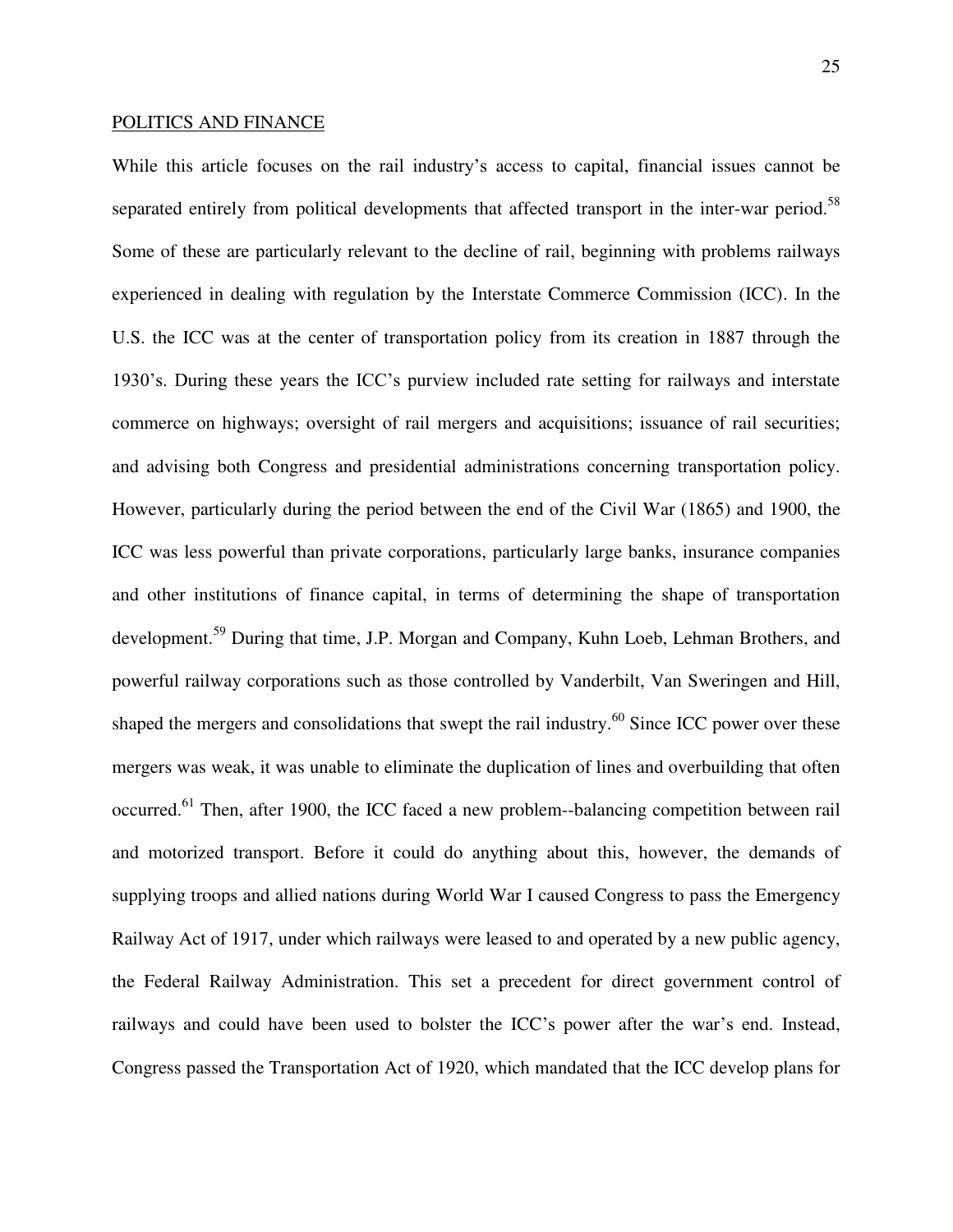POLITICS AND FINANCE

While this article focuses on the rail industry's access to capital, financial issues cannot be separated entirely from political developments that affected transport in the inter-war period.[58] Some of these are particularly relevant to the decline of rail, beginning with problems railways experienced in dealing with regulation by the Interstate Commerce Commission (ICC). In the U.S. the ICC was at the center of transportation policy from its creation in 1887 through the 1930's. During these years the ICC's purview included rate setting for railways and interstate commerce on highways; oversight of rail mergers and acquisitions; issuance of rail securities; and advising both Congress and presidential administrations concerning transportation policy. However, particularly during the period between the end of the Civil War (1865) and 1900, the ICC was less powerful than private corporations, particularly large banks, insurance companies and other institutions of finance capital, in terms of determining the shape of transportation development.[59] During that time, J.P. Morgan and Company, Kuhn Loeb, Lehman Brothers, and powerful railway corporations such as those controlled by Vanderbilt, Van Sweringen and Hill, shaped the mergers and consolidations that swept the rail industry.[60] Since ICC power over these mergers was weak, it was unable to eliminate the duplication of lines and overbuilding that often occurred.[61] Then, after 1900, the ICC faced a new problem--balancing competition between rail and motorized transport. Before it could do anything about this, however, the demands of supplying troops and allied nations during World War I caused Congress to pass the Emergency Railway Act of 1917, under which railways were leased to and operated by a new public agency, the Federal Railway Administration. This set a precedent for direct government control of railways and could have been used to bolster the ICC's power after the war's end. Instead, Congress passed the Transportation Act of 1920, which mandated that the ICC develop plans for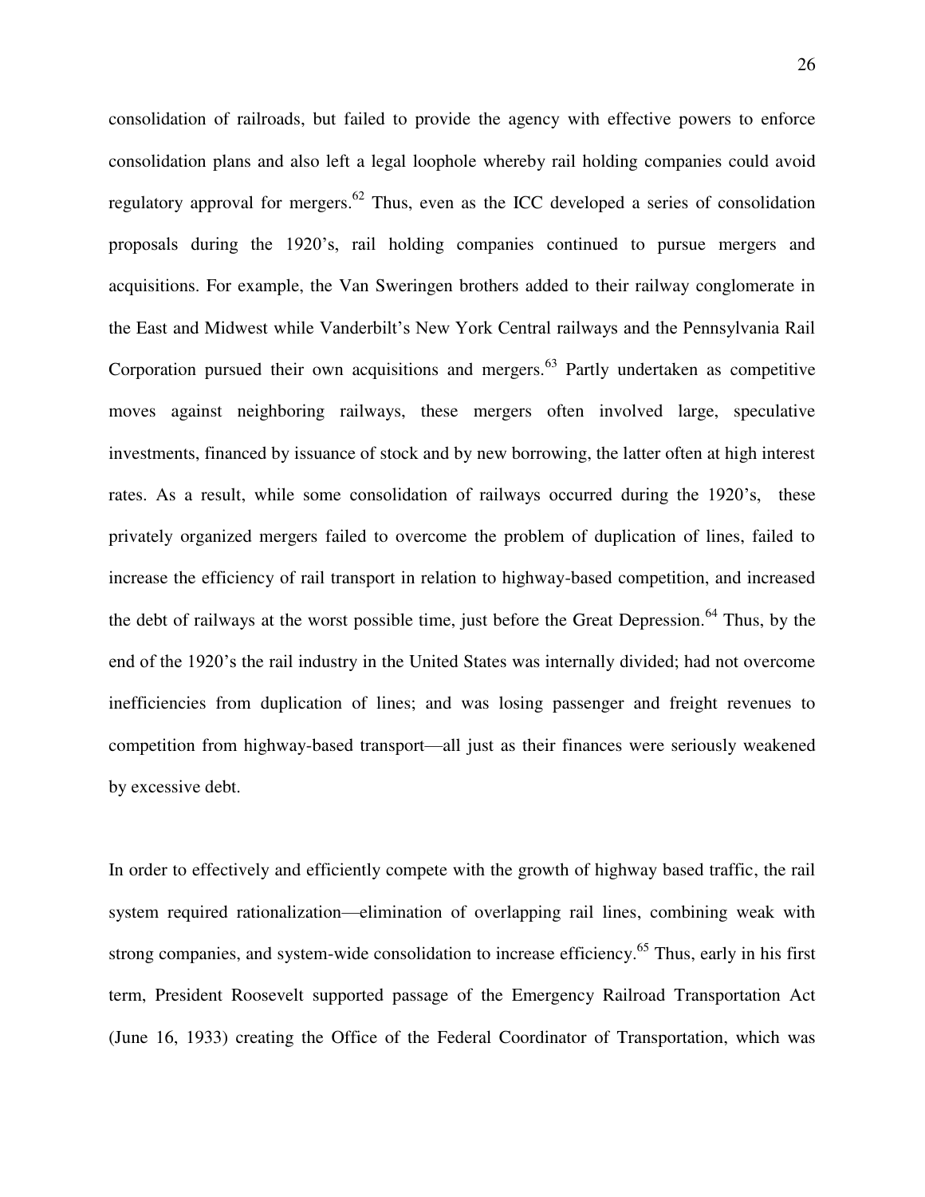consolidation of railroads, but failed to provide the agency with effective powers to enforce consolidation plans and also left a legal loophole whereby rail holding companies could avoid regulatory approval for mergers.[62] Thus, even as the ICC developed a series of consolidation proposals during the 1920's, rail holding companies continued to pursue mergers and acquisitions. For example, the Van Sweringen brothers added to their railway conglomerate in the East and Midwest while Vanderbilt's New York Central railways and the Pennsylvania Rail Corporation pursued their own acquisitions and mergers.[63] Partly undertaken as competitive moves against neighboring railways, these mergers often involved large, speculative investments, financed by issuance of stock and by new borrowing, the latter often at high interest rates. As a result, while some consolidation of railways occurred during the 1920's, these privately organized mergers failed to overcome the problem of duplication of lines, failed to increase the efficiency of rail transport in relation to highway-based competition, and increased the debt of railways at the worst possible time, just before the Great Depression.[64] Thus, by the end of the 1920's the rail industry in the United States was internally divided; had not overcome inefficiencies from duplication of lines; and was losing passenger and freight revenues to competition from highway-based transport—all just as their finances were seriously weakened by excessive debt.

In order to effectively and efficiently compete with the growth of highway based traffic, the rail system required rationalization—elimination of overlapping rail lines, combining weak with strong companies, and system-wide consolidation to increase efficiency.[65] Thus, early in his first term, President Roosevelt supported passage of the Emergency Railroad Transportation Act (June 16, 1933) creating the Office of the Federal Coordinator of Transportation, which was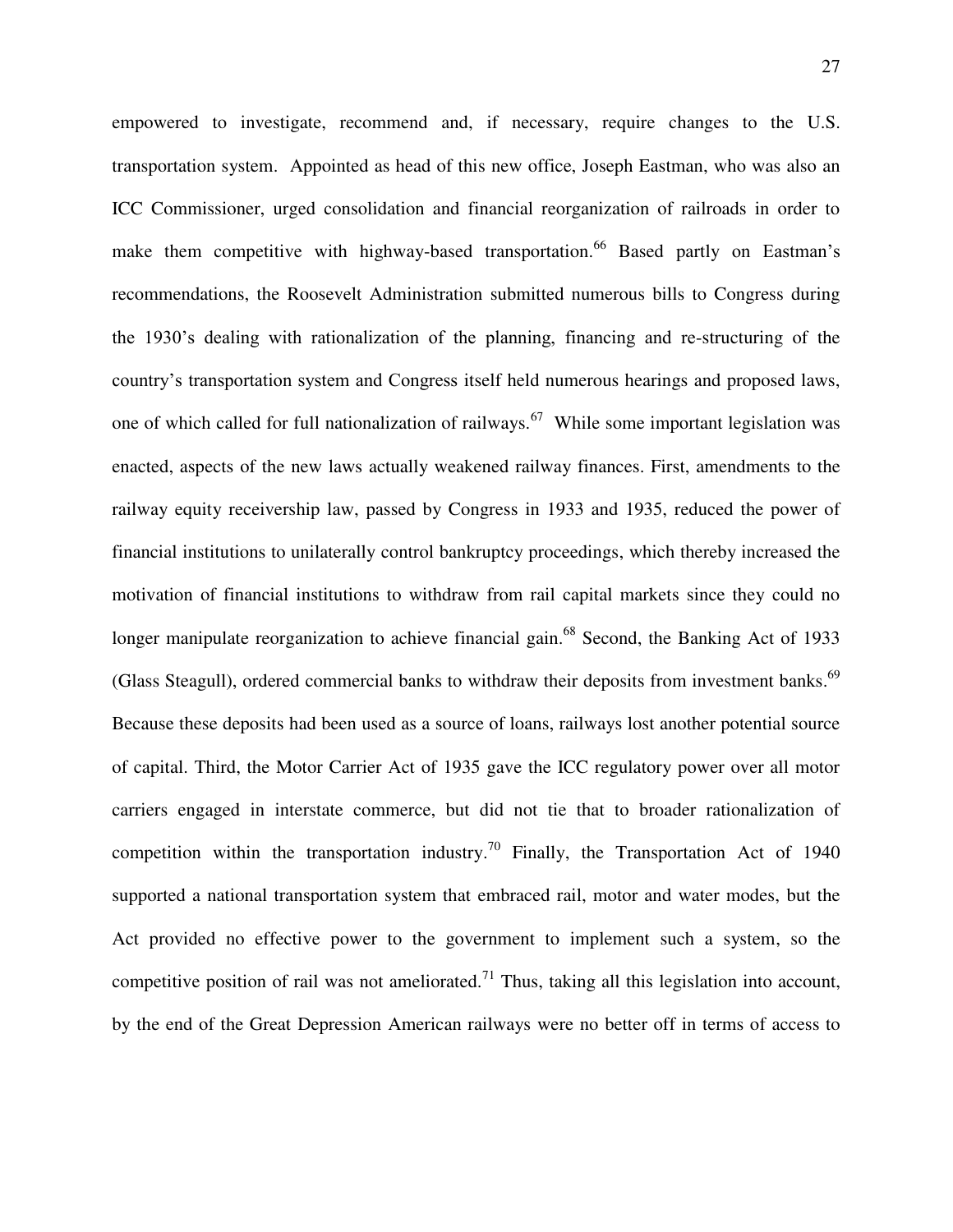empowered to investigate, recommend and, if necessary, require changes to the U.S. transportation system. Appointed as head of this new office, Joseph Eastman, who was also an ICC Commissioner, urged consolidation and financial reorganization of railroads in order to make them competitive with highway-based transportation.[66] Based partly on Eastman's recommendations, the Roosevelt Administration submitted numerous bills to Congress during the 1930's dealing with rationalization of the planning, financing and re-structuring of the country's transportation system and Congress itself held numerous hearings and proposed laws, one of which called for full nationalization of railways.[67] While some important legislation was enacted, aspects of the new laws actually weakened railway finances. First, amendments to the railway equity receivership law, passed by Congress in 1933 and 1935, reduced the power of financial institutions to unilaterally control bankruptcy proceedings, which thereby increased the motivation of financial institutions to withdraw from rail capital markets since they could no longer manipulate reorganization to achieve financial gain.[68] Second, the Banking Act of 1933 (Glass Steagull), ordered commercial banks to withdraw their deposits from investment banks.[69] Because these deposits had been used as a source of loans, railways lost another potential source of capital. Third, the Motor Carrier Act of 1935 gave the ICC regulatory power over all motor carriers engaged in interstate commerce, but did not tie that to broader rationalization of competition within the transportation industry.[70] Finally, the Transportation Act of 1940 supported a national transportation system that embraced rail, motor and water modes, but the Act provided no effective power to the government to implement such a system, so the competitive position of rail was not ameliorated.[71] Thus, taking all this legislation into account, by the end of the Great Depression American railways were no better off in terms of access to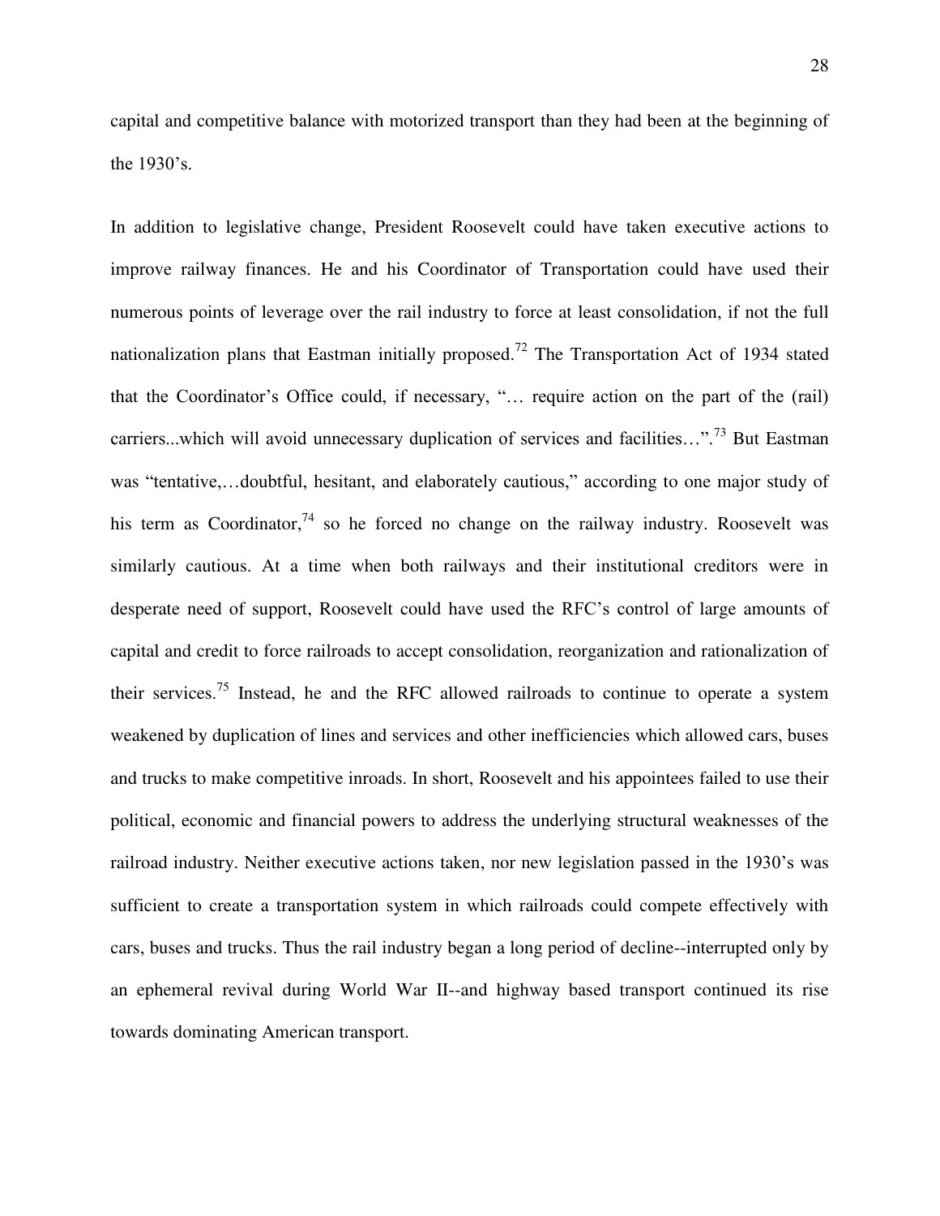capital and competitive balance with motorized transport than they had been at the beginning of the 1930's.

In addition to legislative change, President Roosevelt could have taken executive actions to improve railway finances. He and his Coordinator of Transportation could have used their numerous points of leverage over the rail industry to force at least consolidation, if not the full nationalization plans that Eastman initially proposed.[72] The Transportation Act of 1934 stated that the Coordinator's Office could, if necessary, "… require action on the part of the (rail) carriers...which will avoid unnecessary duplication of services and facilities…".[73] But Eastman was "tentative,…doubtful, hesitant, and elaborately cautious," according to one major study of his term as Coordinator,[74] so he forced no change on the railway industry. Roosevelt was similarly cautious. At a time when both railways and their institutional creditors were in desperate need of support, Roosevelt could have used the RFC's control of large amounts of capital and credit to force railroads to accept consolidation, reorganization and rationalization of their services.[75] Instead, he and the RFC allowed railroads to continue to operate a system weakened by duplication of lines and services and other inefficiencies which allowed cars, buses and trucks to make competitive inroads. In short, Roosevelt and his appointees failed to use their political, economic and financial powers to address the underlying structural weaknesses of the railroad industry. Neither executive actions taken, nor new legislation passed in the 1930's was sufficient to create a transportation system in which railroads could compete effectively with cars, buses and trucks. Thus the rail industry began a long period of decline--interrupted only by an ephemeral revival during World War II--and highway based transport continued its rise towards dominating American transport.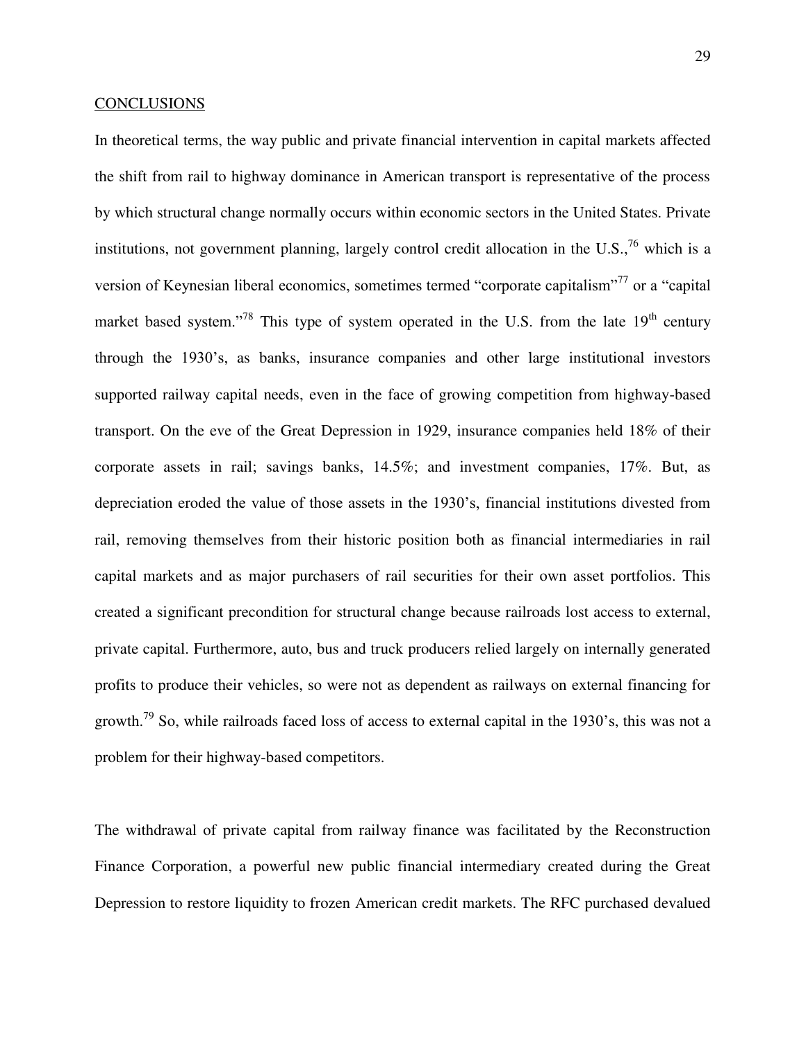## CONCLUSIONS

In theoretical terms, the way public and private financial intervention in capital markets affected the shift from rail to highway dominance in American transport is representative of the process by which structural change normally occurs within economic sectors in the United States. Private institutions, not government planning, largely control credit allocation in the U.S.,[76] which is a version of Keynesian liberal economics, sometimes termed "corporate capitalism"[77] or a "capital market based system."[78] This type of system operated in the U.S. from the late 19th century through the 1930's, as banks, insurance companies and other large institutional investors supported railway capital needs, even in the face of growing competition from highway-based transport. On the eve of the Great Depression in 1929, insurance companies held 18% of their corporate assets in rail; savings banks, 14.5%; and investment companies, 17%. But, as depreciation eroded the value of those assets in the 1930's, financial institutions divested from rail, removing themselves from their historic position both as financial intermediaries in rail capital markets and as major purchasers of rail securities for their own asset portfolios. This created a significant precondition for structural change because railroads lost access to external, private capital. Furthermore, auto, bus and truck producers relied largely on internally generated profits to produce their vehicles, so were not as dependent as railways on external financing for growth.[79] So, while railroads faced loss of access to external capital in the 1930's, this was not a problem for their highway-based competitors.

The withdrawal of private capital from railway finance was facilitated by the Reconstruction Finance Corporation, a powerful new public financial intermediary created during the Great Depression to restore liquidity to frozen American credit markets. The RFC purchased devalued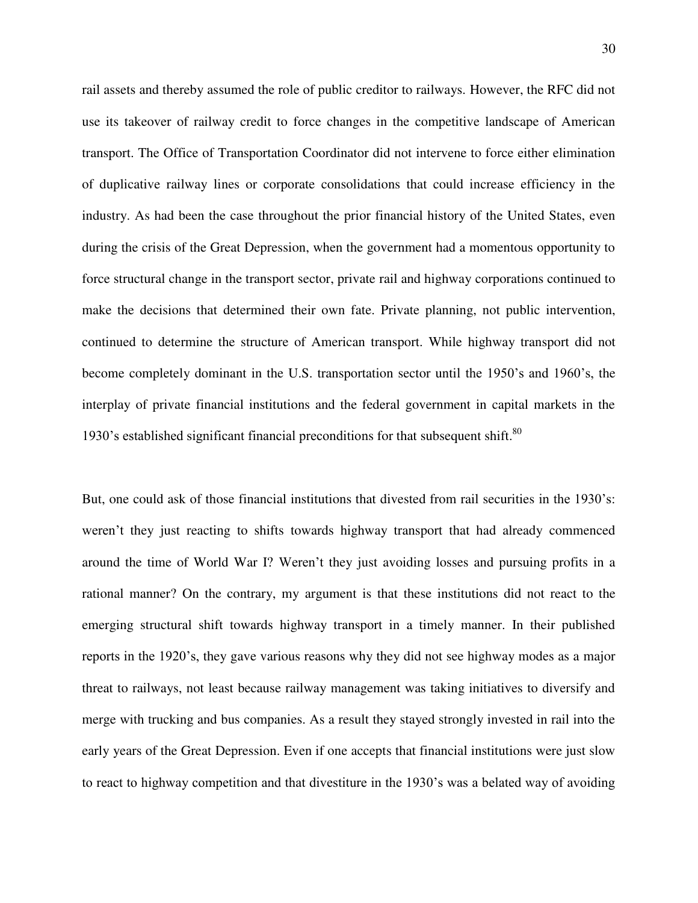rail assets and thereby assumed the role of public creditor to railways. However, the RFC did not use its takeover of railway credit to force changes in the competitive landscape of American transport. The Office of Transportation Coordinator did not intervene to force either elimination of duplicative railway lines or corporate consolidations that could increase efficiency in the industry. As had been the case throughout the prior financial history of the United States, even during the crisis of the Great Depression, when the government had a momentous opportunity to force structural change in the transport sector, private rail and highway corporations continued to make the decisions that determined their own fate. Private planning, not public intervention, continued to determine the structure of American transport. While highway transport did not become completely dominant in the U.S. transportation sector until the 1950's and 1960's, the interplay of private financial institutions and the federal government in capital markets in the 1930's established significant financial preconditions for that subsequent shift.[80]

But, one could ask of those financial institutions that divested from rail securities in the 1930's: weren't they just reacting to shifts towards highway transport that had already commenced around the time of World War I? Weren't they just avoiding losses and pursuing profits in a rational manner? On the contrary, my argument is that these institutions did not react to the emerging structural shift towards highway transport in a timely manner. In their published reports in the 1920's, they gave various reasons why they did not see highway modes as a major threat to railways, not least because railway management was taking initiatives to diversify and merge with trucking and bus companies. As a result they stayed strongly invested in rail into the early years of the Great Depression. Even if one accepts that financial institutions were just slow to react to highway competition and that divestiture in the 1930's was a belated way of avoiding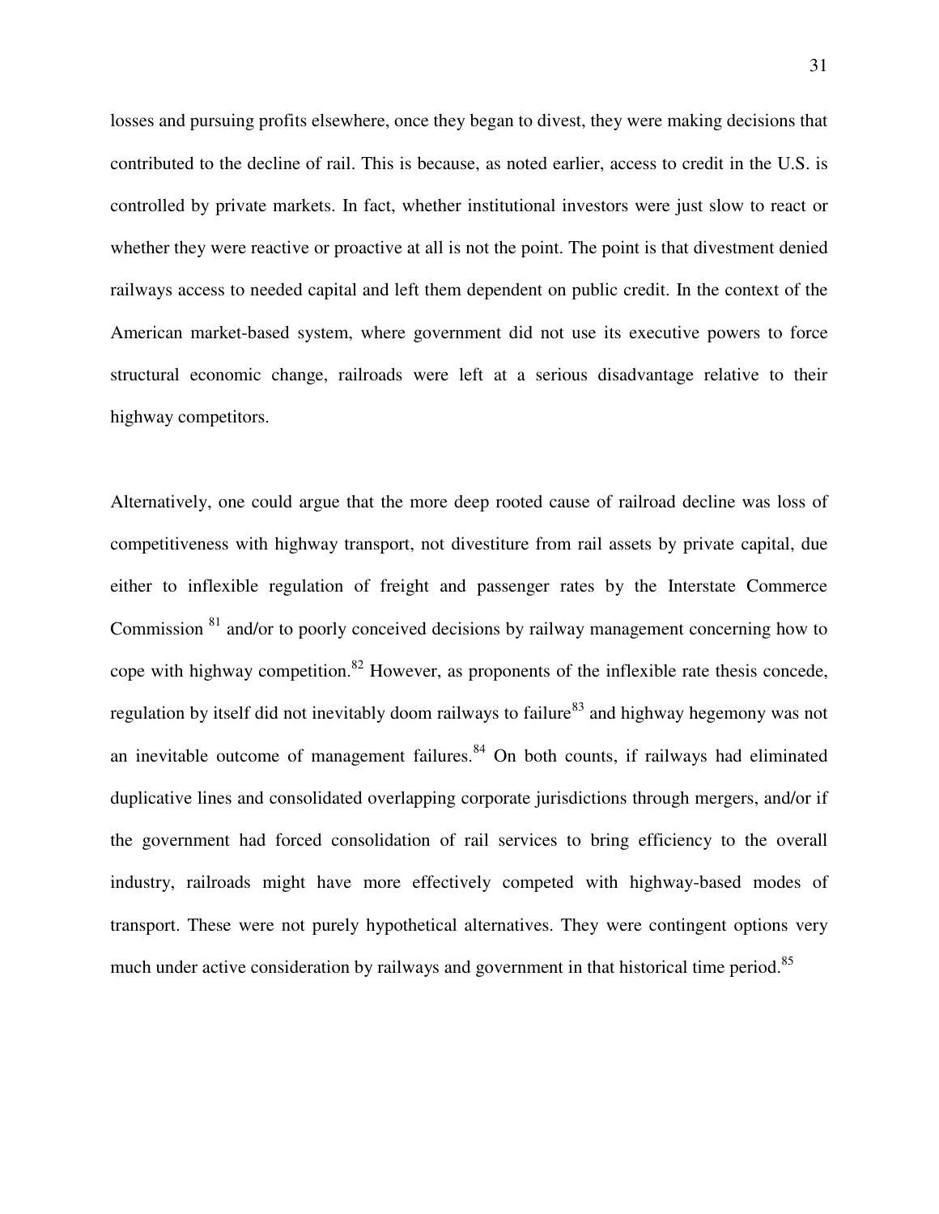losses and pursuing profits elsewhere, once they began to divest, they were making decisions that contributed to the decline of rail. This is because, as noted earlier, access to credit in the U.S. is controlled by private markets. In fact, whether institutional investors were just slow to react or whether they were reactive or proactive at all is not the point. The point is that divestment denied railways access to needed capital and left them dependent on public credit. In the context of the American market-based system, where government did not use its executive powers to force structural economic change, railroads were left at a serious disadvantage relative to their highway competitors.

Alternatively, one could argue that the more deep rooted cause of railroad decline was loss of competitiveness with highway transport, not divestiture from rail assets by private capital, due either to inflexible regulation of freight and passenger rates by the Interstate Commerce Commission [81] and/or to poorly conceived decisions by railway management concerning how to cope with highway competition.[82] However, as proponents of the inflexible rate thesis concede, regulation by itself did not inevitably doom railways to failure[83] and highway hegemony was not an inevitable outcome of management failures.[84] On both counts, if railways had eliminated duplicative lines and consolidated overlapping corporate jurisdictions through mergers, and/or if the government had forced consolidation of rail services to bring efficiency to the overall industry, railroads might have more effectively competed with highway-based modes of transport. These were not purely hypothetical alternatives. They were contingent options very much under active consideration by railways and government in that historical time period.[85]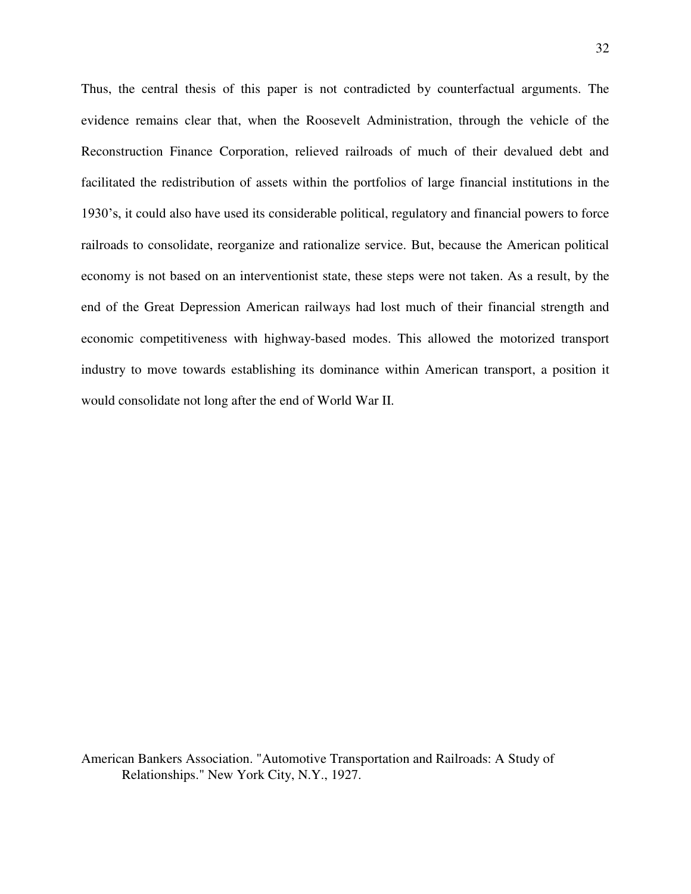Thus, the central thesis of this paper is not contradicted by counterfactual arguments. The evidence remains clear that, when the Roosevelt Administration, through the vehicle of the Reconstruction Finance Corporation, relieved railroads of much of their devalued debt and facilitated the redistribution of assets within the portfolios of large financial institutions in the 1930's, it could also have used its considerable political, regulatory and financial powers to force railroads to consolidate, reorganize and rationalize service. But, because the American political economy is not based on an interventionist state, these steps were not taken. As a result, by the end of the Great Depression American railways had lost much of their financial strength and economic competitiveness with highway-based modes. This allowed the motorized transport industry to move towards establishing its dominance within American transport, a position it would consolidate not long after the end of World War II.

American Bankers Association. "Automotive Transportation and Railroads: A Study of Relationships." New York City, N.Y., 1927.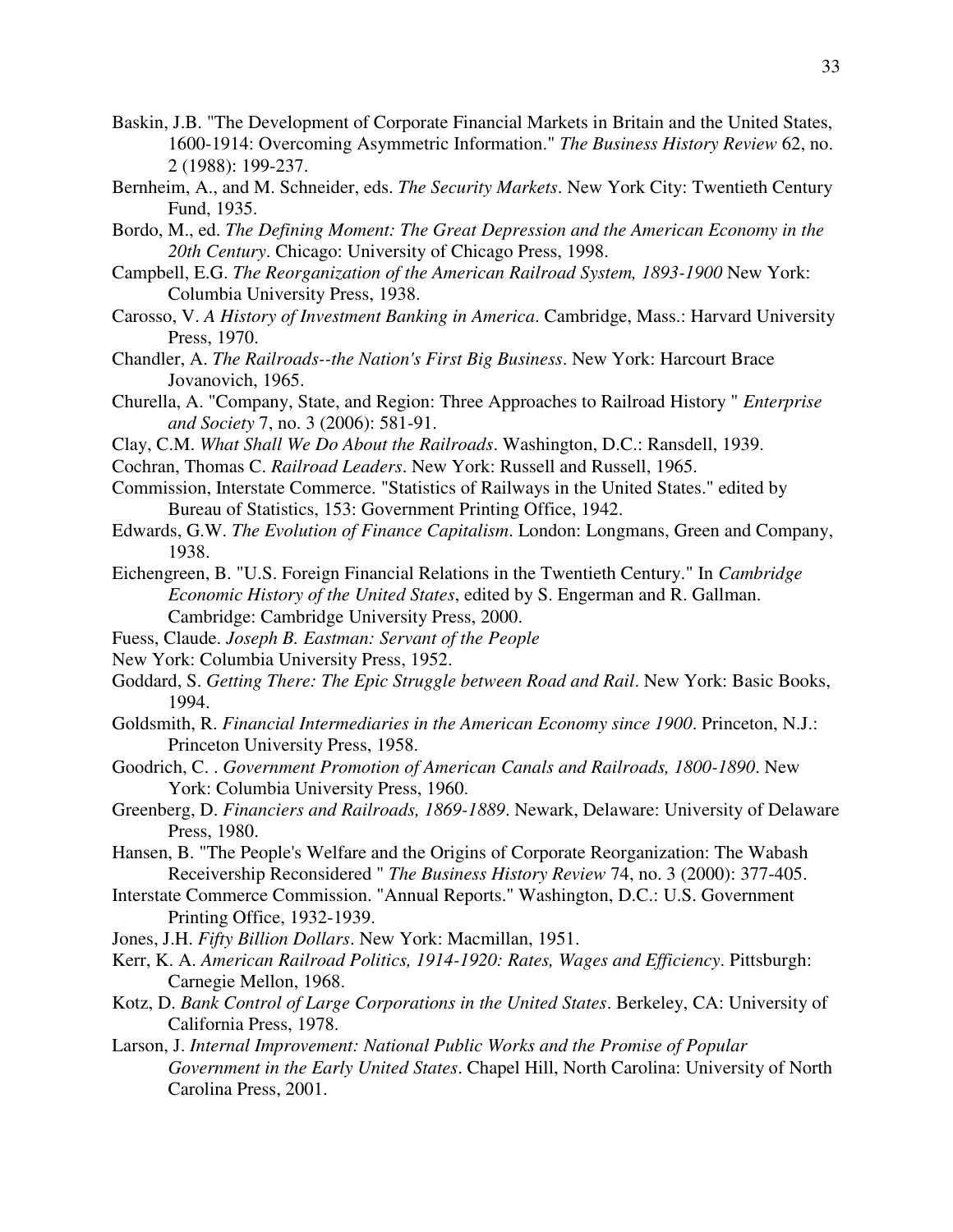Baskin, J.B. "The Development of Corporate Financial Markets in Britain and the United States, 1600-1914: Overcoming Asymmetric Information." *The Business History Review* 62, no. 2 (1988): 199-237.

Bernheim, A., and M. Schneider, eds. *The Security Markets*. New York City: Twentieth Century Fund, 1935.

Bordo, M., ed. *The Defining Moment: The Great Depression and the American Economy in the 20th Century*. Chicago: University of Chicago Press, 1998.

Campbell, E.G. *The Reorganization of the American Railroad System, 1893-1900* New York: Columbia University Press, 1938.

Carosso, V. *A History of Investment Banking in America*. Cambridge, Mass.: Harvard University Press, 1970.

Chandler, A. *The Railroads--the Nation's First Big Business*. New York: Harcourt Brace Jovanovich, 1965.

Churella, A. "Company, State, and Region: Three Approaches to Railroad History " *Enterprise and Society* 7, no. 3 (2006): 581-91.

Clay, C.M. *What Shall We Do About the Railroads*. Washington, D.C.: Ransdell, 1939.

Cochran, Thomas C. *Railroad Leaders*. New York: Russell and Russell, 1965.

Commission, Interstate Commerce. "Statistics of Railways in the United States." edited by Bureau of Statistics, 153: Government Printing Office, 1942.

Edwards, G.W. *The Evolution of Finance Capitalism*. London: Longmans, Green and Company, 1938.

Eichengreen, B. "U.S. Foreign Financial Relations in the Twentieth Century." In *Cambridge Economic History of the United States*, edited by S. Engerman and R. Gallman. Cambridge: Cambridge University Press, 2000.

Fuess, Claude. *Joseph B. Eastman: Servant of the People*

New York: Columbia University Press, 1952.

Goddard, S. *Getting There: The Epic Struggle between Road and Rail*. New York: Basic Books, 1994.

Goldsmith, R. *Financial Intermediaries in the American Economy since 1900*. Princeton, N.J.: Princeton University Press, 1958.

Goodrich, C. . *Government Promotion of American Canals and Railroads, 1800-1890*. New York: Columbia University Press, 1960.

Greenberg, D. *Financiers and Railroads, 1869-1889*. Newark, Delaware: University of Delaware Press, 1980.

Hansen, B. "The People's Welfare and the Origins of Corporate Reorganization: The Wabash Receivership Reconsidered " *The Business History Review* 74, no. 3 (2000): 377-405.

Interstate Commerce Commission. "Annual Reports." Washington, D.C.: U.S. Government Printing Office, 1932-1939.

Jones, J.H. *Fifty Billion Dollars*. New York: Macmillan, 1951.

Kerr, K. A. *American Railroad Politics, 1914-1920: Rates, Wages and Efficiency*. Pittsburgh: Carnegie Mellon, 1968.

Kotz, D. *Bank Control of Large Corporations in the United States*. Berkeley, CA: University of California Press, 1978.

Larson, J. *Internal Improvement: National Public Works and the Promise of Popular Government in the Early United States*. Chapel Hill, North Carolina: University of North Carolina Press, 2001.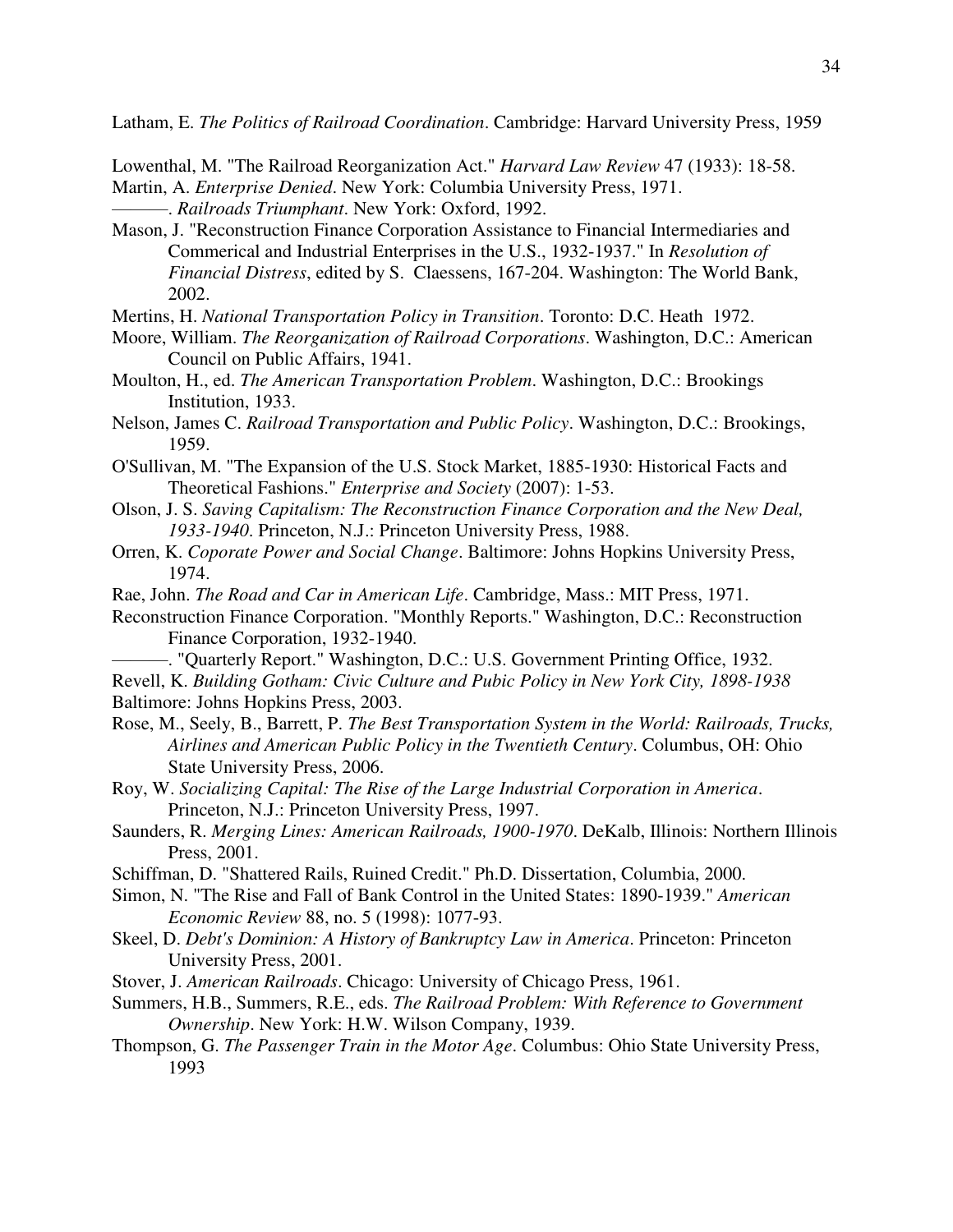Latham, E. *The Politics of Railroad Coordination*. Cambridge: Harvard University Press, 1959

Lowenthal, M. "The Railroad Reorganization Act." *Harvard Law Review* 47 (1933): 18-58.

Martin, A. *Enterprise Denied*. New York: Columbia University Press, 1971.

———. *Railroads Triumphant*. New York: Oxford, 1992.

Mason, J. "Reconstruction Finance Corporation Assistance to Financial Intermediaries and Commerical and Industrial Enterprises in the U.S., 1932-1937." In *Resolution of Financial Distress*, edited by S. Claessens, 167-204. Washington: The World Bank, 2002.

Mertins, H. *National Transportation Policy in Transition*. Toronto: D.C. Heath 1972.

Moore, William. *The Reorganization of Railroad Corporations*. Washington, D.C.: American Council on Public Affairs, 1941.

Moulton, H., ed. *The American Transportation Problem*. Washington, D.C.: Brookings Institution, 1933.

Nelson, James C. *Railroad Transportation and Public Policy*. Washington, D.C.: Brookings, 1959.

O'Sullivan, M. "The Expansion of the U.S. Stock Market, 1885-1930: Historical Facts and Theoretical Fashions." *Enterprise and Society* (2007): 1-53.

Olson, J. S. *Saving Capitalism: The Reconstruction Finance Corporation and the New Deal, 1933-1940*. Princeton, N.J.: Princeton University Press, 1988.

Orren, K. *Coporate Power and Social Change*. Baltimore: Johns Hopkins University Press, 1974.

Rae, John. *The Road and Car in American Life*. Cambridge, Mass.: MIT Press, 1971.

Reconstruction Finance Corporation. "Monthly Reports." Washington, D.C.: Reconstruction Finance Corporation, 1932-1940.

———. "Quarterly Report." Washington, D.C.: U.S. Government Printing Office, 1932.

Revell, K. *Building Gotham: Civic Culture and Pubic Policy in New York City, 1898-1938* Baltimore: Johns Hopkins Press, 2003.

Rose, M., Seely, B., Barrett, P. *The Best Transportation System in the World: Railroads, Trucks, Airlines and American Public Policy in the Twentieth Century*. Columbus, OH: Ohio State University Press, 2006.

Roy, W. *Socializing Capital: The Rise of the Large Industrial Corporation in America*. Princeton, N.J.: Princeton University Press, 1997.

Saunders, R. *Merging Lines: American Railroads, 1900-1970*. DeKalb, Illinois: Northern Illinois Press, 2001.

Schiffman, D. "Shattered Rails, Ruined Credit." Ph.D. Dissertation, Columbia, 2000.

Simon, N. "The Rise and Fall of Bank Control in the United States: 1890-1939." *American Economic Review* 88, no. 5 (1998): 1077-93.

Skeel, D. *Debt's Dominion: A History of Bankruptcy Law in America*. Princeton: Princeton University Press, 2001.

Stover, J. *American Railroads*. Chicago: University of Chicago Press, 1961.

Summers, H.B., Summers, R.E., eds. *The Railroad Problem: With Reference to Government Ownership*. New York: H.W. Wilson Company, 1939.

Thompson, G. *The Passenger Train in the Motor Age*. Columbus: Ohio State University Press, 1993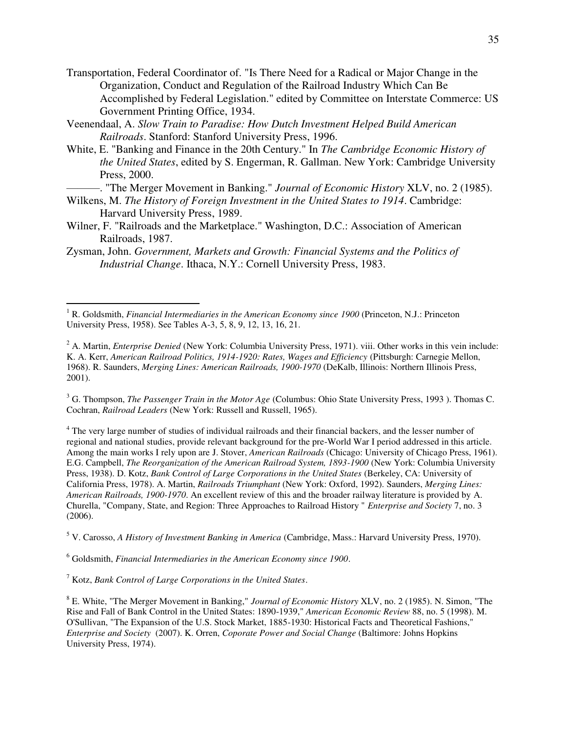Transportation, Federal Coordinator of. "Is There Need for a Radical or Major Change in the Organization, Conduct and Regulation of the Railroad Industry Which Can Be Accomplished by Federal Legislation." edited by Committee on Interstate Commerce: US Government Printing Office, 1934.

Veenendaal, A. *Slow Train to Paradise: How Dutch Investment Helped Build American Railroads*. Stanford: Stanford University Press, 1996.

White, E. "Banking and Finance in the 20th Century." In *The Cambridge Economic History of the United States*, edited by S. Engerman, R. Gallman. New York: Cambridge University Press, 2000.

———. "The Merger Movement in Banking." *Journal of Economic History* XLV, no. 2 (1985).

Wilkens, M. *The History of Foreign Investment in the United States to 1914*. Cambridge: Harvard University Press, 1989.

Wilner, F. "Railroads and the Marketplace." Washington, D.C.: Association of American Railroads, 1987.

Zysman, John. *Government, Markets and Growth: Financial Systems and the Politics of Industrial Change*. Ithaca, N.Y.: Cornell University Press, 1983.

---

[1] R. Goldsmith, *Financial Intermediaries in the American Economy since 1900* (Princeton, N.J.: Princeton University Press, 1958). See Tables A-3, 5, 8, 9, 12, 13, 16, 21.

[2] A. Martin, *Enterprise Denied* (New York: Columbia University Press, 1971). viii. Other works in this vein include: K. A. Kerr, *American Railroad Politics, 1914-1920: Rates, Wages and Efficiency* (Pittsburgh: Carnegie Mellon, 1968). R. Saunders, *Merging Lines: American Railroads, 1900-1970* (DeKalb, Illinois: Northern Illinois Press, 2001).

[3] G. Thompson, *The Passenger Train in the Motor Age* (Columbus: Ohio State University Press, 1993 ). Thomas C. Cochran, *Railroad Leaders* (New York: Russell and Russell, 1965).

[4] The very large number of studies of individual railroads and their financial backers, and the lesser number of regional and national studies, provide relevant background for the pre-World War I period addressed in this article. Among the main works I rely upon are J. Stover, *American Railroads* (Chicago: University of Chicago Press, 1961). E.G. Campbell, *The Reorganization of the American Railroad System, 1893-1900* (New York: Columbia University Press, 1938). D. Kotz, *Bank Control of Large Corporations in the United States* (Berkeley, CA: University of California Press, 1978). A. Martin, *Railroads Triumphant* (New York: Oxford, 1992). Saunders, *Merging Lines: American Railroads, 1900-1970.* An excellent review of this and the broader railway literature is provided by A. Churella, "Company, State, and Region: Three Approaches to Railroad History " *Enterprise and Society* 7, no. 3 (2006).

[5] V. Carosso, *A History of Investment Banking in America* (Cambridge, Mass.: Harvard University Press, 1970).

[6] Goldsmith, *Financial Intermediaries in the American Economy since 1900*.

[7] Kotz, *Bank Control of Large Corporations in the United States*.

[8] E. White, "The Merger Movement in Banking," *Journal of Economic History* XLV, no. 2 (1985). N. Simon, "The Rise and Fall of Bank Control in the United States: 1890-1939," *American Economic Review* 88, no. 5 (1998). M. O'Sullivan, "The Expansion of the U.S. Stock Market, 1885-1930: Historical Facts and Theoretical Fashions," *Enterprise and Society* (2007). K. Orren, *Coporate Power and Social Change* (Baltimore: Johns Hopkins University Press, 1974).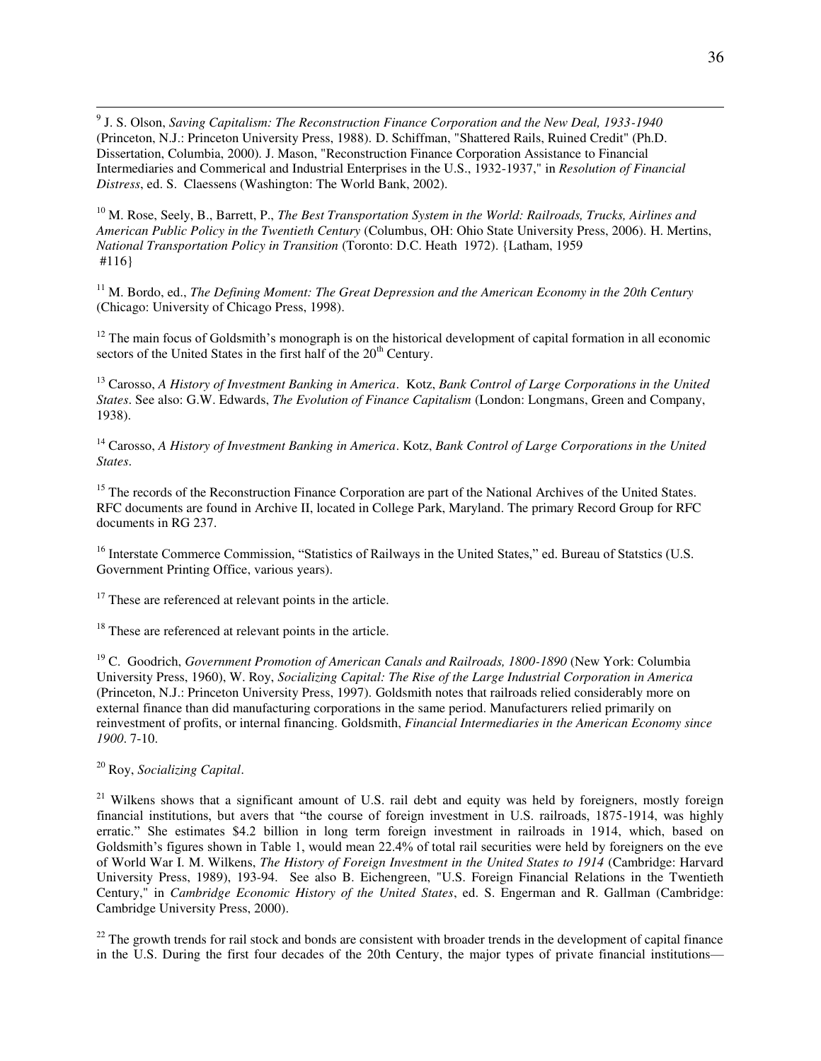[9] J. S. Olson, *Saving Capitalism: The Reconstruction Finance Corporation and the New Deal, 1933-1940* (Princeton, N.J.: Princeton University Press, 1988). D. Schiffman, "Shattered Rails, Ruined Credit" (Ph.D. Dissertation, Columbia, 2000). J. Mason, "Reconstruction Finance Corporation Assistance to Financial Intermediaries and Commerical and Industrial Enterprises in the U.S., 1932-1937," in *Resolution of Financial Distress*, ed. S. Claessens (Washington: The World Bank, 2002).

[10] M. Rose, Seely, B., Barrett, P., *The Best Transportation System in the World: Railroads, Trucks, Airlines and American Public Policy in the Twentieth Century* (Columbus, OH: Ohio State University Press, 2006). H. Mertins, *National Transportation Policy in Transition* (Toronto: D.C. Heath 1972). {Latham, 1959 #116}

[11] M. Bordo, ed., *The Defining Moment: The Great Depression and the American Economy in the 20th Century* (Chicago: University of Chicago Press, 1998).

[12] The main focus of Goldsmith's monograph is on the historical development of capital formation in all economic sectors of the United States in the first half of the 20th Century.

[13] Carosso, *A History of Investment Banking in America*. Kotz, *Bank Control of Large Corporations in the United States*. See also: G.W. Edwards, *The Evolution of Finance Capitalism* (London: Longmans, Green and Company, 1938).

[14] Carosso, *A History of Investment Banking in America*. Kotz, *Bank Control of Large Corporations in the United States*.

[15] The records of the Reconstruction Finance Corporation are part of the National Archives of the United States. RFC documents are found in Archive II, located in College Park, Maryland. The primary Record Group for RFC documents in RG 237.

[16] Interstate Commerce Commission, "Statistics of Railways in the United States," ed. Bureau of Statstics (U.S. Government Printing Office, various years).

[17] These are referenced at relevant points in the article.

[18] These are referenced at relevant points in the article.

[19] C. Goodrich, *Government Promotion of American Canals and Railroads, 1800-1890* (New York: Columbia University Press, 1960), W. Roy, *Socializing Capital: The Rise of the Large Industrial Corporation in America* (Princeton, N.J.: Princeton University Press, 1997). Goldsmith notes that railroads relied considerably more on external finance than did manufacturing corporations in the same period. Manufacturers relied primarily on reinvestment of profits, or internal financing. Goldsmith, *Financial Intermediaries in the American Economy since 1900*. 7-10.

[20] Roy, *Socializing Capital*.

[21] Wilkens shows that a significant amount of U.S. rail debt and equity was held by foreigners, mostly foreign financial institutions, but avers that "the course of foreign investment in U.S. railroads, 1875-1914, was highly erratic." She estimates $4.2 billion in long term foreign investment in railroads in 1914, which, based on Goldsmith's figures shown in Table 1, would mean 22.4% of total rail securities were held by foreigners on the eve of World War I. M. Wilkens, *The History of Foreign Investment in the United States to 1914* (Cambridge: Harvard University Press, 1989), 193-94. See also B. Eichengreen, "U.S. Foreign Financial Relations in the Twentieth Century," in *Cambridge Economic History of the United States*, ed. S. Engerman and R. Gallman (Cambridge: Cambridge University Press, 2000).

[22] The growth trends for rail stock and bonds are consistent with broader trends in the development of capital finance in the U.S. During the first four decades of the 20th Century, the major types of private financial institutions—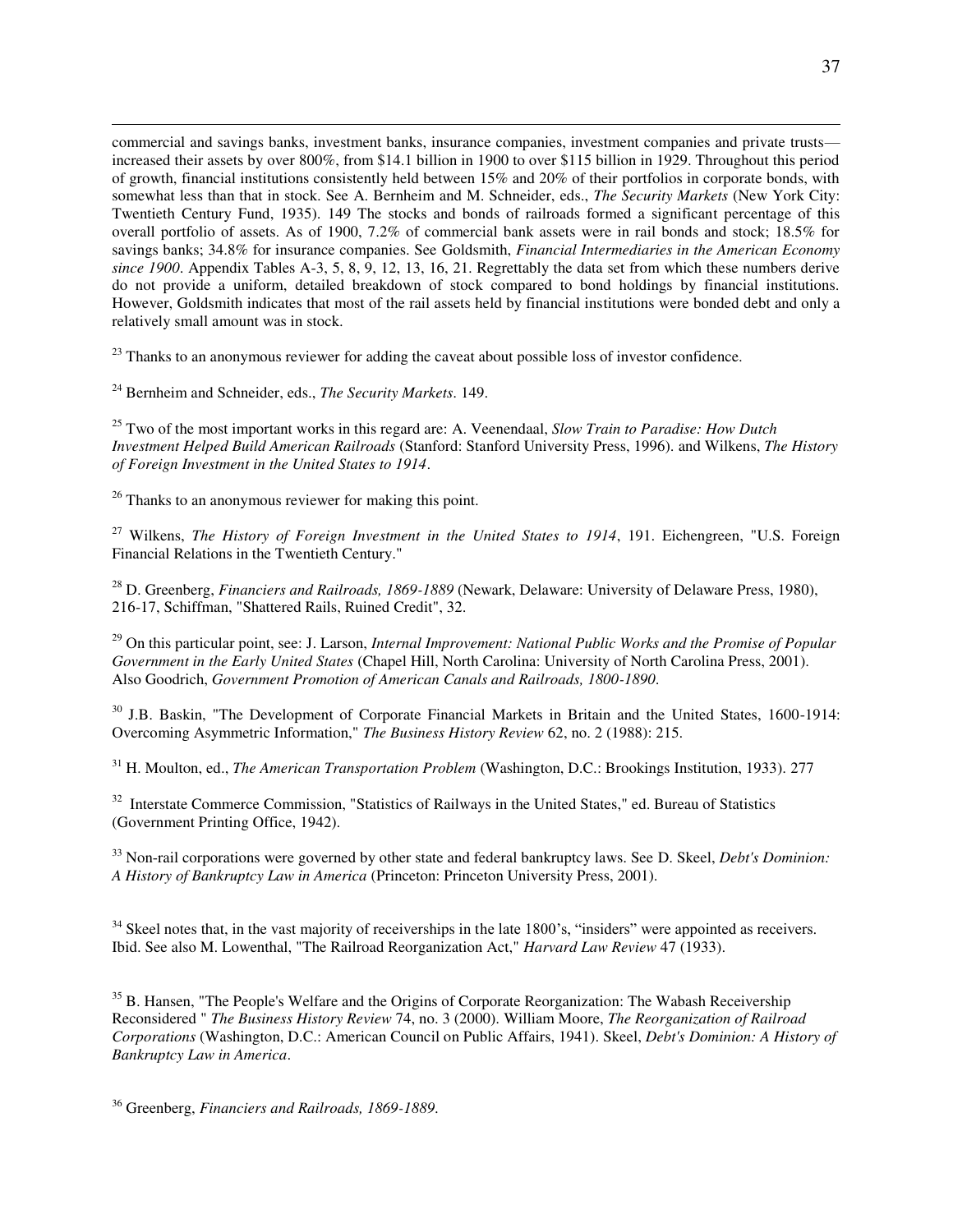commercial and savings banks, investment banks, insurance companies, investment companies and private trusts—increased their assets by over 800%, from \$14.1 billion in 1900 to over \$115 billion in 1929. Throughout this period of growth, financial institutions consistently held between 15% and 20% of their portfolios in corporate bonds, with somewhat less than that in stock. See A. Bernheim and M. Schneider, eds., *The Security Markets* (New York City: Twentieth Century Fund, 1935). 149 The stocks and bonds of railroads formed a significant percentage of this overall portfolio of assets. As of 1900, 7.2% of commercial bank assets were in rail bonds and stock; 18.5% for savings banks; 34.8% for insurance companies. See Goldsmith, *Financial Intermediaries in the American Economy since 1900*. Appendix Tables A-3, 5, 8, 9, 12, 13, 16, 21. Regrettably the data set from which these numbers derive do not provide a uniform, detailed breakdown of stock compared to bond holdings by financial institutions. However, Goldsmith indicates that most of the rail assets held by financial institutions were bonded debt and only a relatively small amount was in stock.

[23] Thanks to an anonymous reviewer for adding the caveat about possible loss of investor confidence.

[24] Bernheim and Schneider, eds., *The Security Markets*. 149.

[25] Two of the most important works in this regard are: A. Veenendaal, *Slow Train to Paradise: How Dutch Investment Helped Build American Railroads* (Stanford: Stanford University Press, 1996). and Wilkens, *The History of Foreign Investment in the United States to 1914*.

[26] Thanks to an anonymous reviewer for making this point.

[27] Wilkens, *The History of Foreign Investment in the United States to 1914*, 191. Eichengreen, "U.S. Foreign Financial Relations in the Twentieth Century."

[28] D. Greenberg, *Financiers and Railroads, 1869-1889* (Newark, Delaware: University of Delaware Press, 1980), 216-17, Schiffman, "Shattered Rails, Ruined Credit", 32.

[29] On this particular point, see: J. Larson, *Internal Improvement: National Public Works and the Promise of Popular Government in the Early United States* (Chapel Hill, North Carolina: University of North Carolina Press, 2001). Also Goodrich, *Government Promotion of American Canals and Railroads, 1800-1890*.

[30] J.B. Baskin, "The Development of Corporate Financial Markets in Britain and the United States, 1600-1914: Overcoming Asymmetric Information," *The Business History Review* 62, no. 2 (1988): 215.

[31] H. Moulton, ed., *The American Transportation Problem* (Washington, D.C.: Brookings Institution, 1933). 277

[32] Interstate Commerce Commission, "Statistics of Railways in the United States," ed. Bureau of Statistics (Government Printing Office, 1942).

[33] Non-rail corporations were governed by other state and federal bankruptcy laws. See D. Skeel, *Debt's Dominion: A History of Bankruptcy Law in America* (Princeton: Princeton University Press, 2001).

[34] Skeel notes that, in the vast majority of receiverships in the late 1800's, "insiders" were appointed as receivers. Ibid. See also M. Lowenthal, "The Railroad Reorganization Act," *Harvard Law Review* 47 (1933).

[35] B. Hansen, "The People's Welfare and the Origins of Corporate Reorganization: The Wabash Receivership Reconsidered " *The Business History Review* 74, no. 3 (2000). William Moore, *The Reorganization of Railroad Corporations* (Washington, D.C.: American Council on Public Affairs, 1941). Skeel, *Debt's Dominion: A History of Bankruptcy Law in America*.

[36] Greenberg, *Financiers and Railroads, 1869-1889*.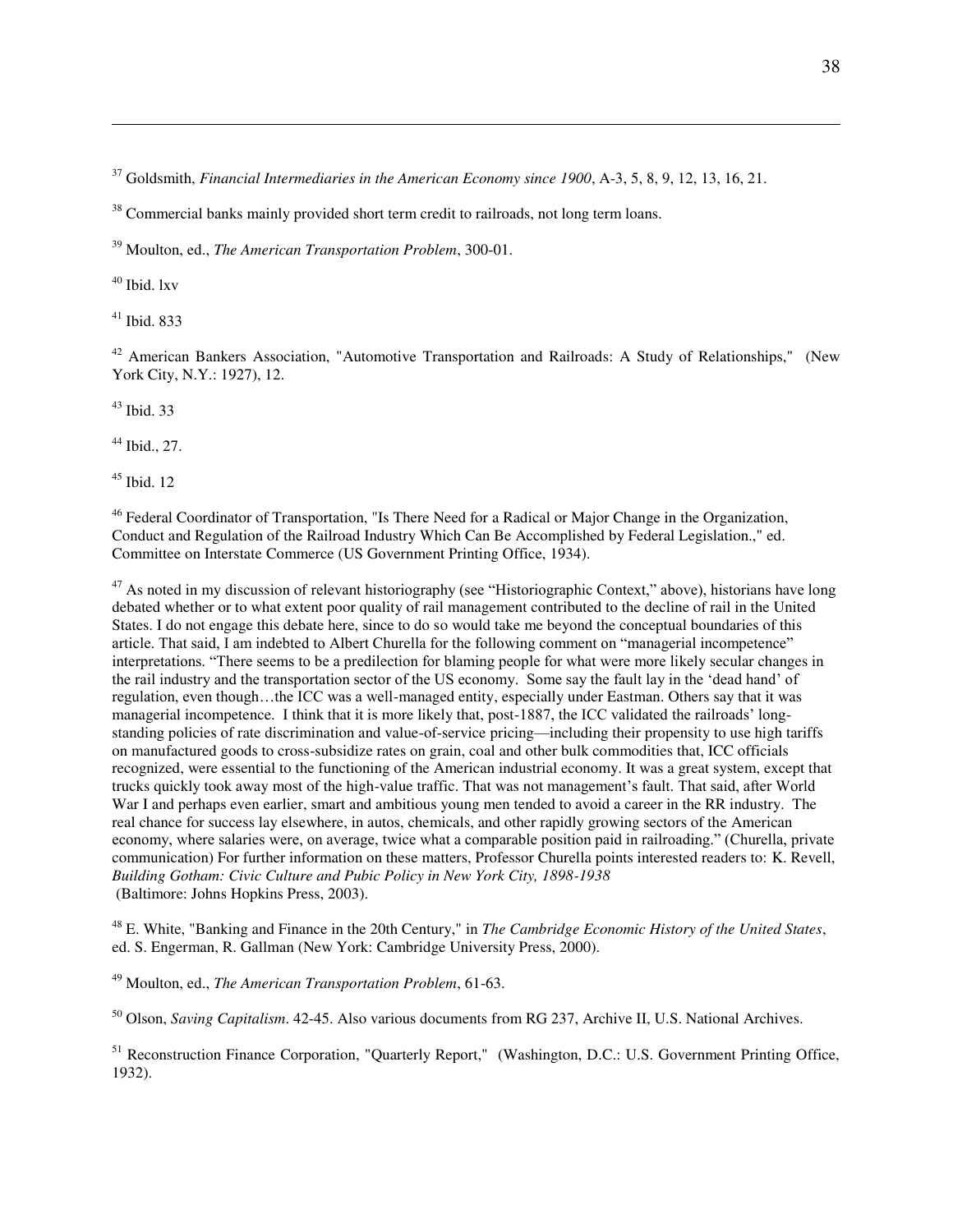[37] Goldsmith, *Financial Intermediaries in the American Economy since 1900*, A-3, 5, 8, 9, 12, 13, 16, 21.

[38] Commercial banks mainly provided short term credit to railroads, not long term loans.

[39] Moulton, ed., *The American Transportation Problem*, 300-01.

[40] Ibid. lxv

[41] Ibid. 833

[42] American Bankers Association, "Automotive Transportation and Railroads: A Study of Relationships," (New York City, N.Y.: 1927), 12.

[43] Ibid. 33

[44] Ibid., 27.

[45] Ibid. 12

[46] Federal Coordinator of Transportation, "Is There Need for a Radical or Major Change in the Organization, Conduct and Regulation of the Railroad Industry Which Can Be Accomplished by Federal Legislation.," ed. Committee on Interstate Commerce (US Government Printing Office, 1934).

[47] As noted in my discussion of relevant historiography (see "Historiographic Context," above), historians have long debated whether or to what extent poor quality of rail management contributed to the decline of rail in the United States. I do not engage this debate here, since to do so would take me beyond the conceptual boundaries of this article. That said, I am indebted to Albert Churella for the following comment on "managerial incompetence" interpretations. "There seems to be a predilection for blaming people for what were more likely secular changes in the rail industry and the transportation sector of the US economy. Some say the fault lay in the 'dead hand' of regulation, even though…the ICC was a well-managed entity, especially under Eastman. Others say that it was managerial incompetence. I think that it is more likely that, post-1887, the ICC validated the railroads' long-standing policies of rate discrimination and value-of-service pricing—including their propensity to use high tariffs on manufactured goods to cross-subsidize rates on grain, coal and other bulk commodities that, ICC officials recognized, were essential to the functioning of the American industrial economy. It was a great system, except that trucks quickly took away most of the high-value traffic. That was not management's fault. That said, after World War I and perhaps even earlier, smart and ambitious young men tended to avoid a career in the RR industry. The real chance for success lay elsewhere, in autos, chemicals, and other rapidly growing sectors of the American economy, where salaries were, on average, twice what a comparable position paid in railroading." (Churella, private communication) For further information on these matters, Professor Churella points interested readers to: K. Revell, *Building Gotham: Civic Culture and Pubic Policy in New York City, 1898-1938* (Baltimore: Johns Hopkins Press, 2003).

[48] E. White, "Banking and Finance in the 20th Century," in *The Cambridge Economic History of the United States*, ed. S. Engerman, R. Gallman (New York: Cambridge University Press, 2000).

[49] Moulton, ed., *The American Transportation Problem*, 61-63.

[50] Olson, *Saving Capitalism*. 42-45. Also various documents from RG 237, Archive II, U.S. National Archives.

[51] Reconstruction Finance Corporation, "Quarterly Report," (Washington, D.C.: U.S. Government Printing Office, 1932).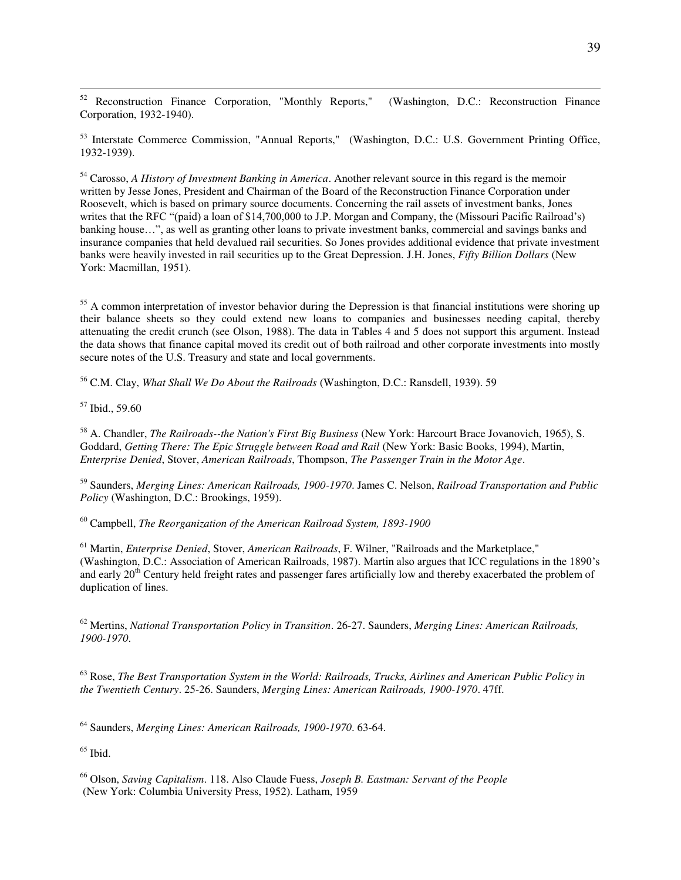[52] Reconstruction Finance Corporation, "Monthly Reports," (Washington, D.C.: Reconstruction Finance Corporation, 1932-1940).

[53] Interstate Commerce Commission, "Annual Reports," (Washington, D.C.: U.S. Government Printing Office, 1932-1939).

[54] Carosso, *A History of Investment Banking in America*. Another relevant source in this regard is the memoir written by Jesse Jones, President and Chairman of the Board of the Reconstruction Finance Corporation under Roosevelt, which is based on primary source documents. Concerning the rail assets of investment banks, Jones writes that the RFC "(paid) a loan of $14,700,000 to J.P. Morgan and Company, the (Missouri Pacific Railroad's) banking house…", as well as granting other loans to private investment banks, commercial and savings banks and insurance companies that held devalued rail securities. So Jones provides additional evidence that private investment banks were heavily invested in rail securities up to the Great Depression. J.H. Jones, *Fifty Billion Dollars* (New York: Macmillan, 1951).

[55] A common interpretation of investor behavior during the Depression is that financial institutions were shoring up their balance sheets so they could extend new loans to companies and businesses needing capital, thereby attenuating the credit crunch (see Olson, 1988). The data in Tables 4 and 5 does not support this argument. Instead the data shows that finance capital moved its credit out of both railroad and other corporate investments into mostly secure notes of the U.S. Treasury and state and local governments.

[56] C.M. Clay, *What Shall We Do About the Railroads* (Washington, D.C.: Ransdell, 1939). 59

[57] Ibid., 59.60

[58] A. Chandler, *The Railroads--the Nation's First Big Business* (New York: Harcourt Brace Jovanovich, 1965), S. Goddard, *Getting There: The Epic Struggle between Road and Rail* (New York: Basic Books, 1994), Martin, *Enterprise Denied*, Stover, *American Railroads*, Thompson, *The Passenger Train in the Motor Age*.

[59] Saunders, *Merging Lines: American Railroads, 1900-1970*. James C. Nelson, *Railroad Transportation and Public Policy* (Washington, D.C.: Brookings, 1959).

[60] Campbell, *The Reorganization of the American Railroad System, 1893-1900*

[61] Martin, *Enterprise Denied*, Stover, *American Railroads*, F. Wilner, "Railroads and the Marketplace," (Washington, D.C.: Association of American Railroads, 1987). Martin also argues that ICC regulations in the 1890's and early 20th Century held freight rates and passenger fares artificially low and thereby exacerbated the problem of duplication of lines.

[62] Mertins, *National Transportation Policy in Transition*. 26-27. Saunders, *Merging Lines: American Railroads, 1900-1970*.

[63] Rose, *The Best Transportation System in the World: Railroads, Trucks, Airlines and American Public Policy in the Twentieth Century*. 25-26. Saunders, *Merging Lines: American Railroads, 1900-1970*. 47ff.

[64] Saunders, *Merging Lines: American Railroads, 1900-1970*. 63-64.

[65] Ibid.

[66] Olson, *Saving Capitalism*. 118. Also Claude Fuess, *Joseph B. Eastman: Servant of the People* (New York: Columbia University Press, 1952). Latham, 1959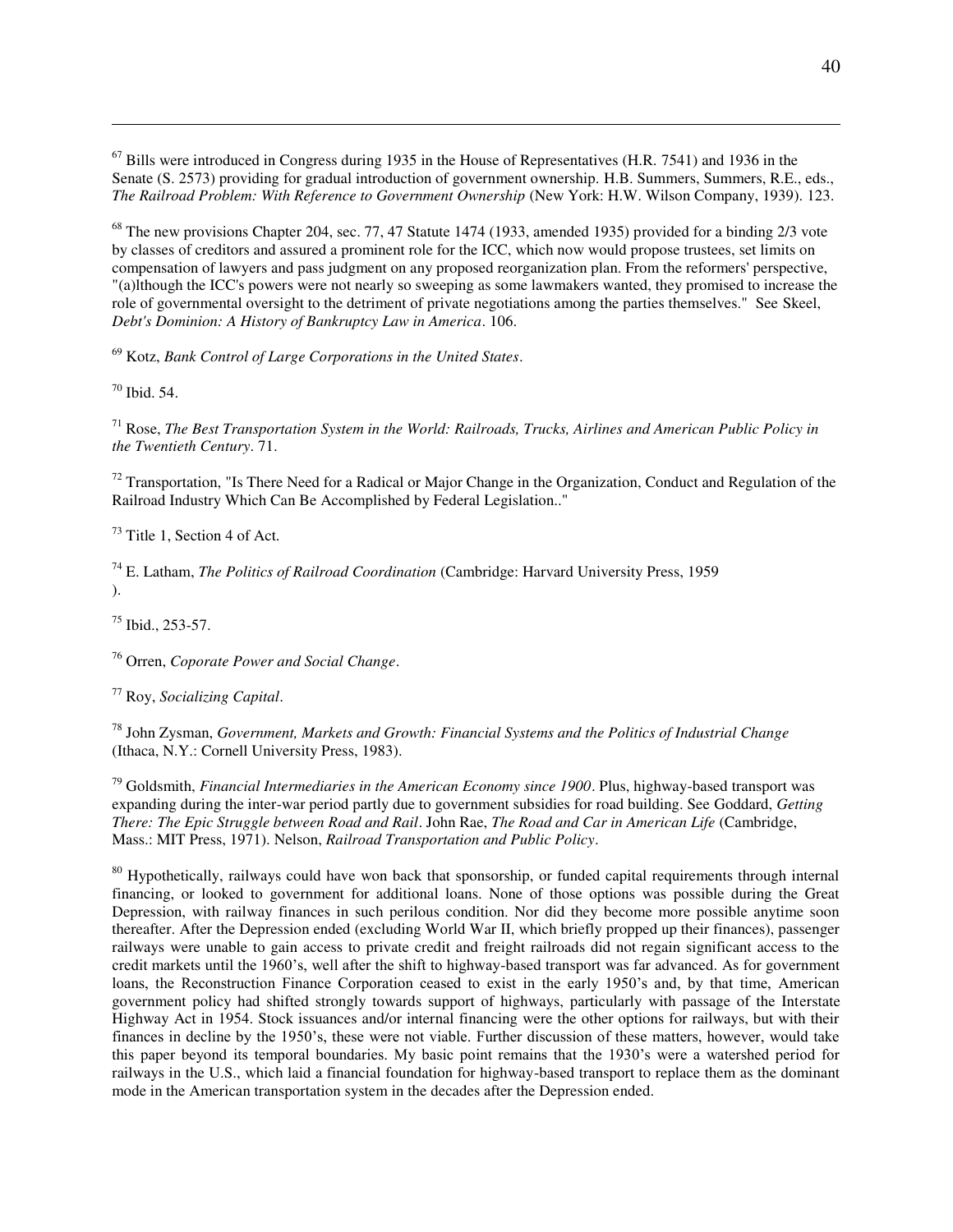[67] Bills were introduced in Congress during 1935 in the House of Representatives (H.R. 7541) and 1936 in the Senate (S. 2573) providing for gradual introduction of government ownership. H.B. Summers, Summers, R.E., eds., *The Railroad Problem: With Reference to Government Ownership* (New York: H.W. Wilson Company, 1939). 123.

[68] The new provisions Chapter 204, sec. 77, 47 Statute 1474 (1933, amended 1935) provided for a binding 2/3 vote by classes of creditors and assured a prominent role for the ICC, which now would propose trustees, set limits on compensation of lawyers and pass judgment on any proposed reorganization plan. From the reformers' perspective, "(a)lthough the ICC's powers were not nearly so sweeping as some lawmakers wanted, they promised to increase the role of governmental oversight to the detriment of private negotiations among the parties themselves." See Skeel, *Debt's Dominion: A History of Bankruptcy Law in America*. 106.

[69] Kotz, *Bank Control of Large Corporations in the United States*.

[70] Ibid. 54.

[71] Rose, *The Best Transportation System in the World: Railroads, Trucks, Airlines and American Public Policy in the Twentieth Century*. 71.

[72] Transportation, "Is There Need for a Radical or Major Change in the Organization, Conduct and Regulation of the Railroad Industry Which Can Be Accomplished by Federal Legislation.."

[73] Title 1, Section 4 of Act.

[74] E. Latham, *The Politics of Railroad Coordination* (Cambridge: Harvard University Press, 1959
).

[75] Ibid., 253-57.

[76] Orren, *Coporate Power and Social Change*.

[77] Roy, *Socializing Capital*.

[78] John Zysman, *Government, Markets and Growth: Financial Systems and the Politics of Industrial Change* (Ithaca, N.Y.: Cornell University Press, 1983).

[79] Goldsmith, *Financial Intermediaries in the American Economy since 1900*. Plus, highway-based transport was expanding during the inter-war period partly due to government subsidies for road building. See Goddard, *Getting There: The Epic Struggle between Road and Rail*. John Rae, *The Road and Car in American Life* (Cambridge, Mass.: MIT Press, 1971). Nelson, *Railroad Transportation and Public Policy*.

[80] Hypothetically, railways could have won back that sponsorship, or funded capital requirements through internal financing, or looked to government for additional loans. None of those options was possible during the Great Depression, with railway finances in such perilous condition. Nor did they become more possible anytime soon thereafter. After the Depression ended (excluding World War II, which briefly propped up their finances), passenger railways were unable to gain access to private credit and freight railroads did not regain significant access to the credit markets until the 1960's, well after the shift to highway-based transport was far advanced. As for government loans, the Reconstruction Finance Corporation ceased to exist in the early 1950's and, by that time, American government policy had shifted strongly towards support of highways, particularly with passage of the Interstate Highway Act in 1954. Stock issuances and/or internal financing were the other options for railways, but with their finances in decline by the 1950's, these were not viable. Further discussion of these matters, however, would take this paper beyond its temporal boundaries. My basic point remains that the 1930's were a watershed period for railways in the U.S., which laid a financial foundation for highway-based transport to replace them as the dominant mode in the American transportation system in the decades after the Depression ended.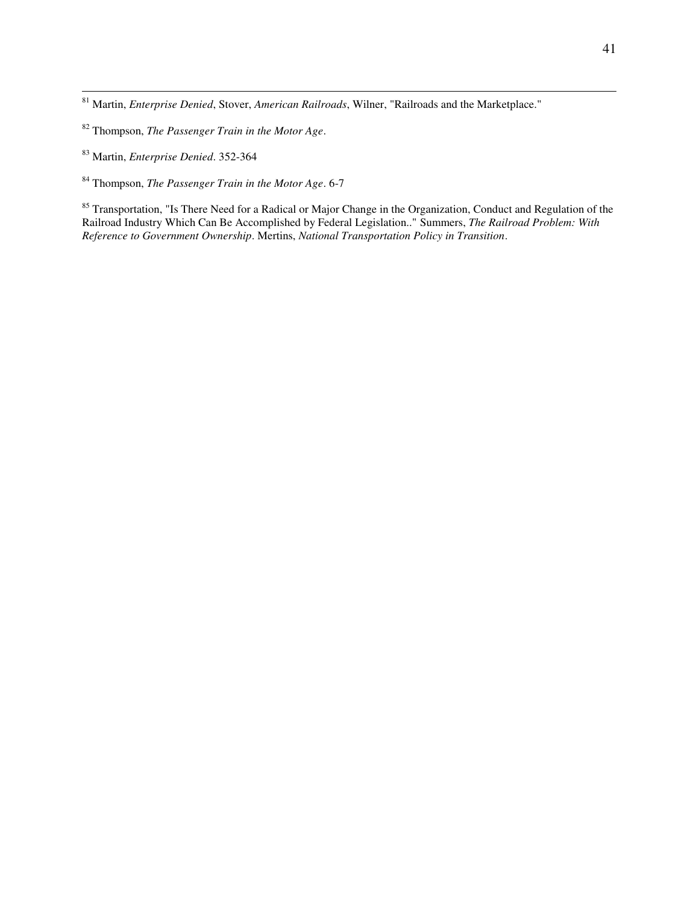[81] Martin, *Enterprise Denied*, Stover, *American Railroads*, Wilner, "Railroads and the Marketplace."

[82] Thompson, *The Passenger Train in the Motor Age*.

[83] Martin, *Enterprise Denied*. 352-364

[84] Thompson, *The Passenger Train in the Motor Age*. 6-7

[85] Transportation, "Is There Need for a Radical or Major Change in the Organization, Conduct and Regulation of the Railroad Industry Which Can Be Accomplished by Federal Legislation.." Summers, *The Railroad Problem: With Reference to Government Ownership*. Mertins, *National Transportation Policy in Transition*.